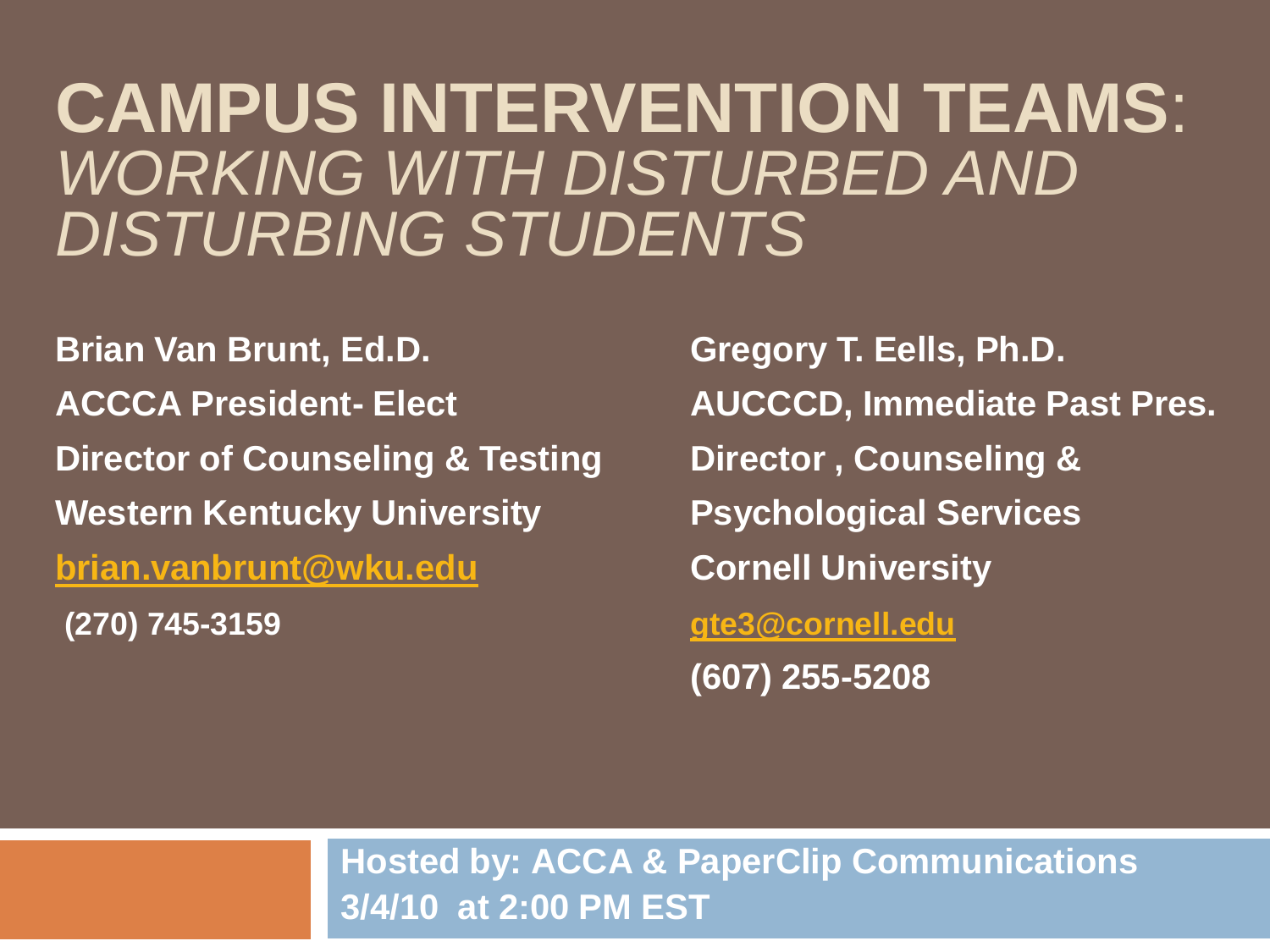# CAMPUS INTERVENTION TEAMS: *WORKING WITH DISTURBED AND DISTURBING STUDENTS*

**Brian Van Brunt, Ed.D.**
**ACCCA President- Elect**
**Director of Counseling & Testing**
**Western Kentucky University**
**brian.vanbrunt@wku.edu**
**(270) 745-3159**

**Gregory T. Eells, Ph.D.**
**AUCCCD, Immediate Past Pres.**
**Director , Counseling & Psychological Services**
**Cornell University**
**gte3@cornell.edu**
**(607) 255-5208**

**Hosted by: ACCA & PaperClip Communications**
**3/4/10 at 2:00 PM EST**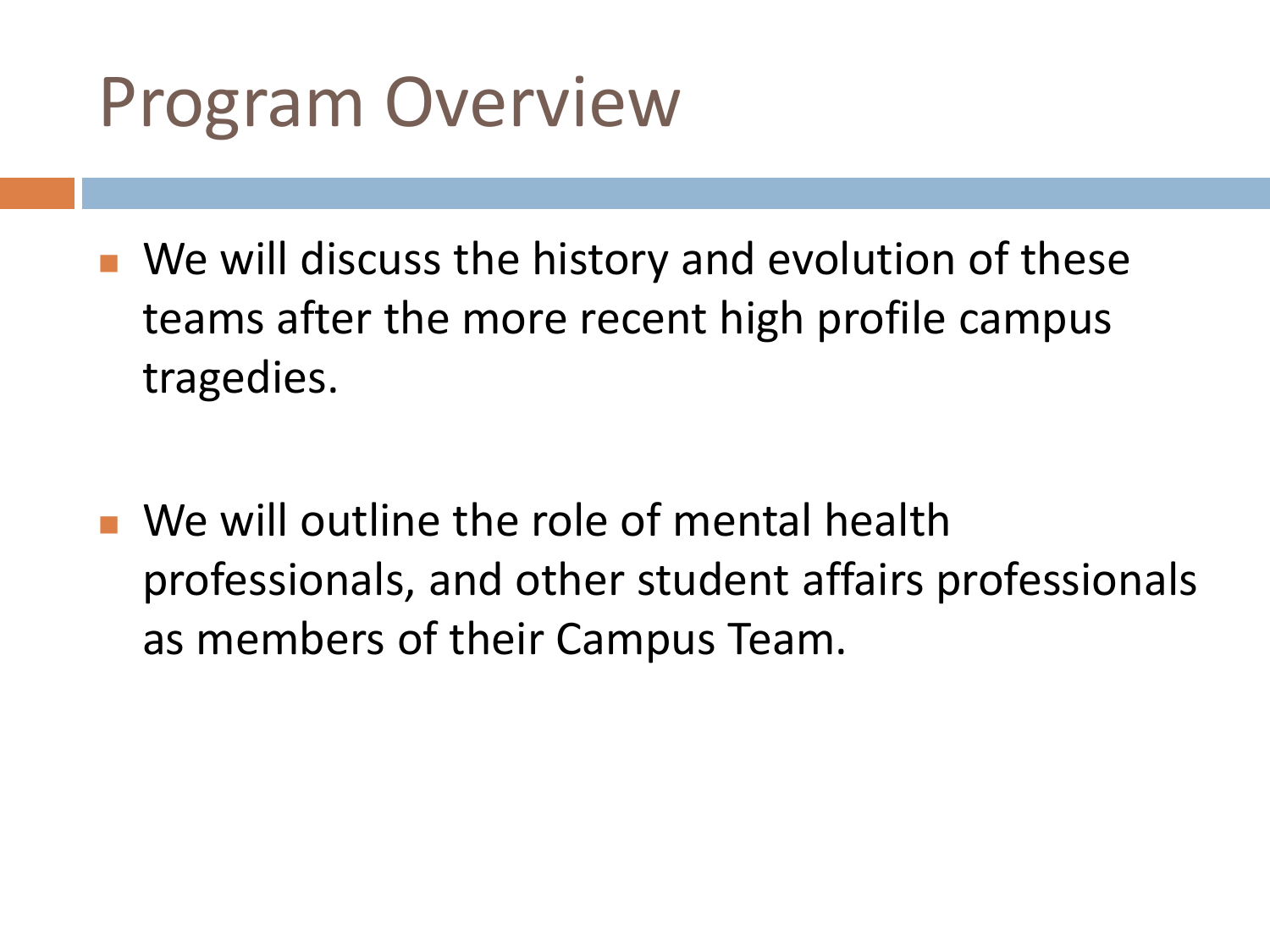# Program Overview

- We will discuss the history and evolution of these teams after the more recent high profile campus tragedies.

- We will outline the role of mental health professionals, and other student affairs professionals as members of their Campus Team.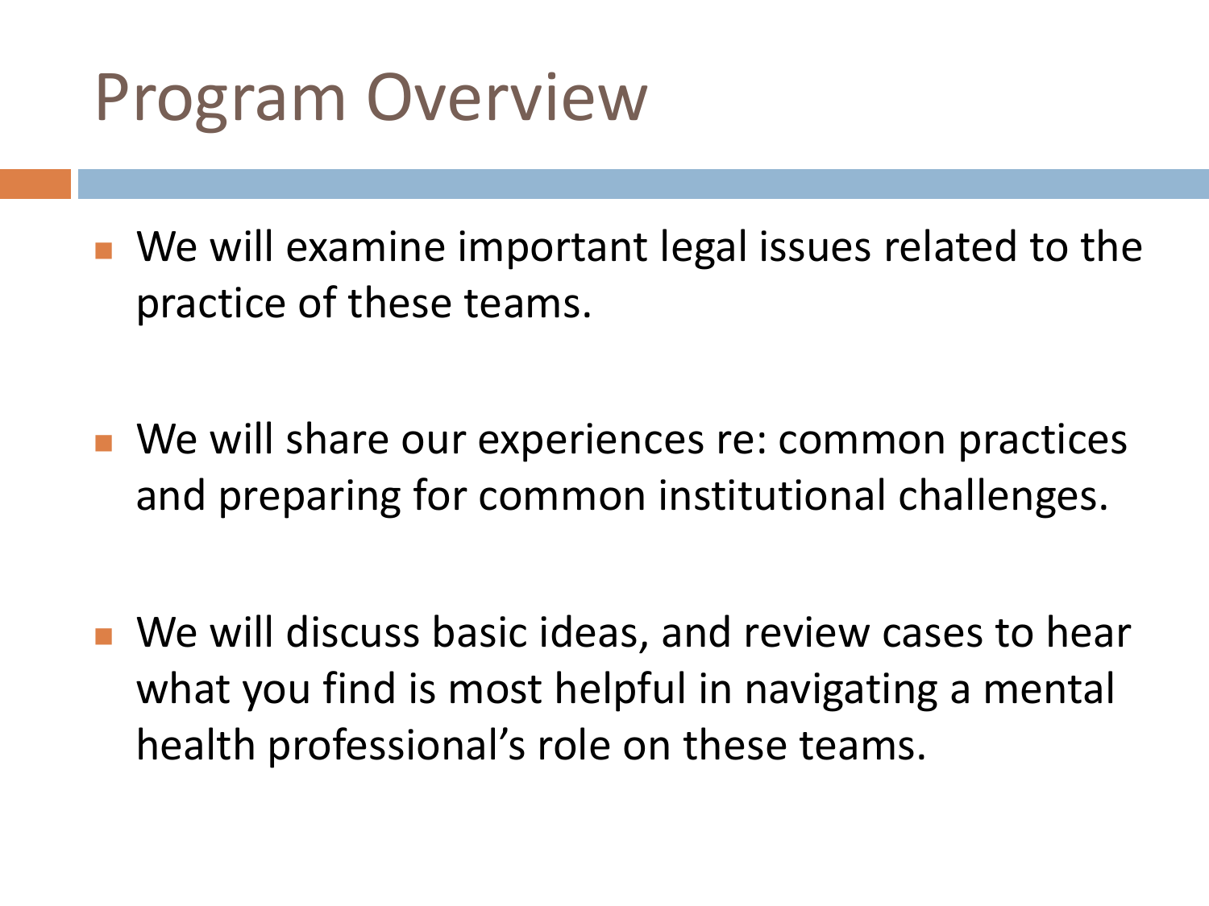# Program Overview

- We will examine important legal issues related to the practice of these teams.
- We will share our experiences re: common practices and preparing for common institutional challenges.
- We will discuss basic ideas, and review cases to hear what you find is most helpful in navigating a mental health professional's role on these teams.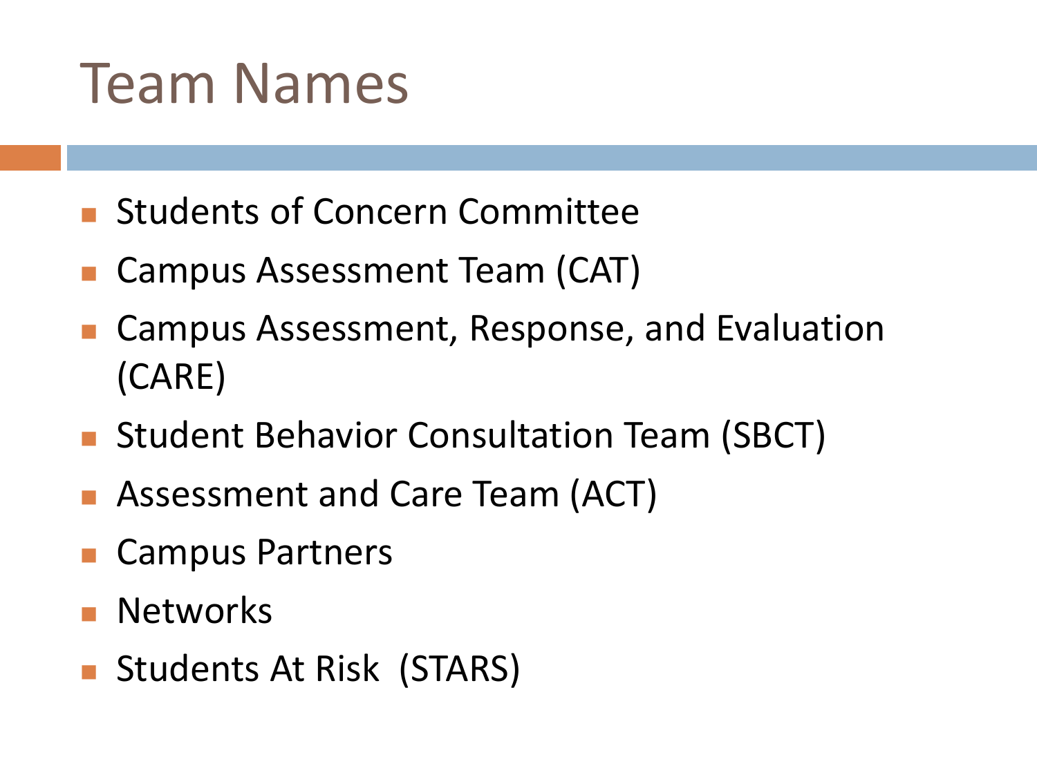# Team Names

- Students of Concern Committee
- Campus Assessment Team (CAT)
- Campus Assessment, Response, and Evaluation (CARE)
- Student Behavior Consultation Team (SBCT)
- Assessment and Care Team (ACT)
- Campus Partners
- Networks
- Students At Risk (STARS)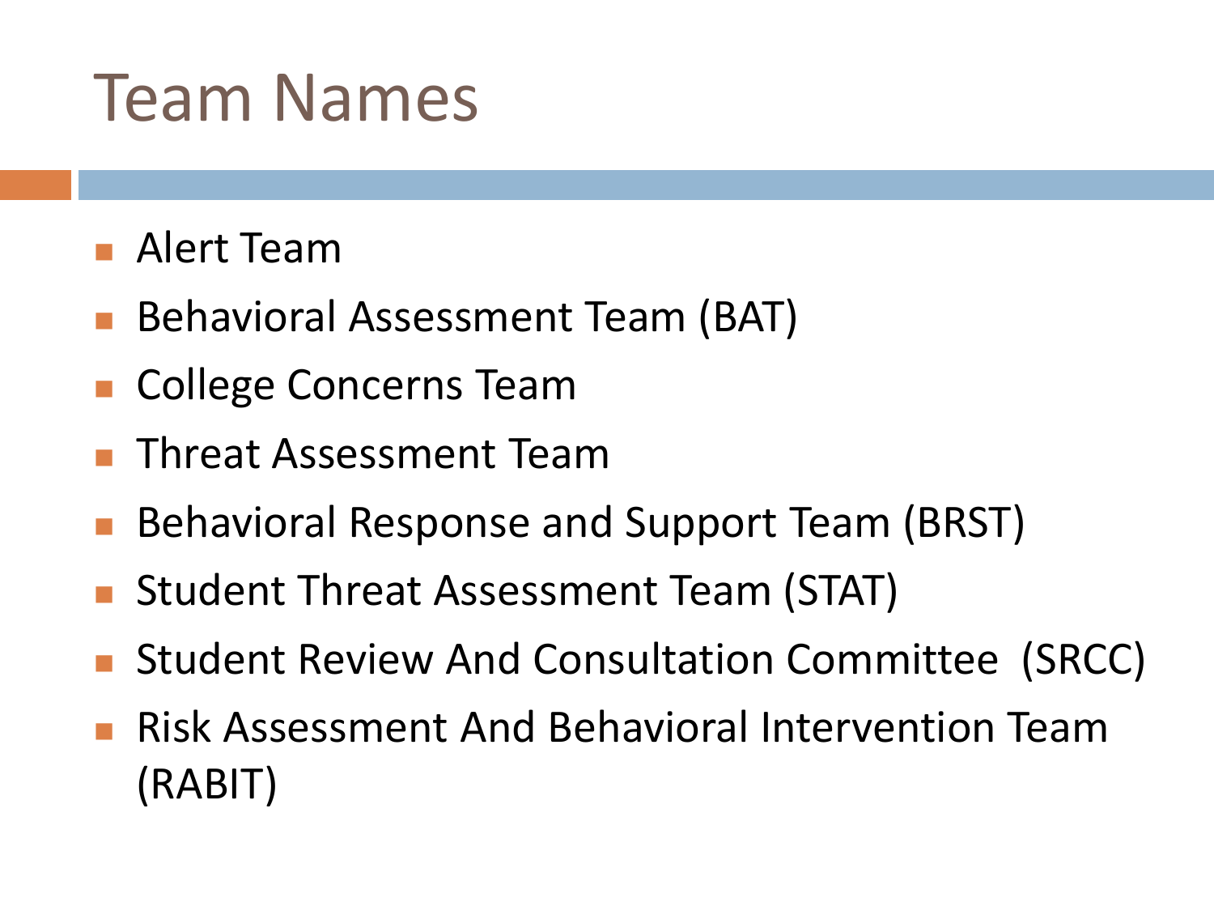# Team Names

- Alert Team
- Behavioral Assessment Team (BAT)
- College Concerns Team
- Threat Assessment Team
- Behavioral Response and Support Team (BRST)
- Student Threat Assessment Team (STAT)
- Student Review And Consultation Committee (SRCC)
- Risk Assessment And Behavioral Intervention Team (RABIT)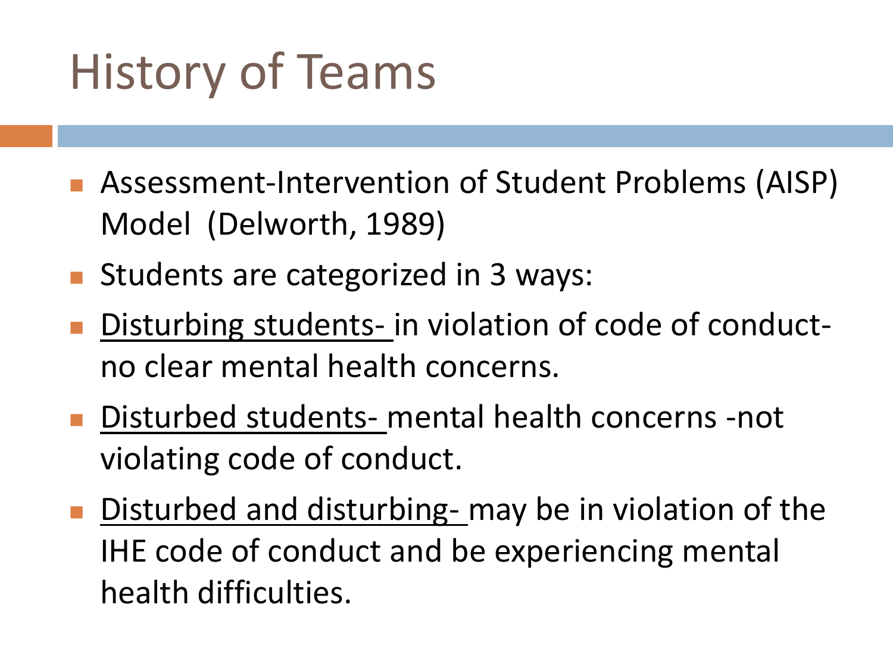# History of Teams

- Assessment-Intervention of Student Problems (AISP) Model (Delworth, 1989)
- Students are categorized in 3 ways:
- <u>Disturbing students-</u> in violation of code of conduct- no clear mental health concerns.
- <u>Disturbed students-</u> mental health concerns -not violating code of conduct.
- <u>Disturbed and disturbing-</u> may be in violation of the IHE code of conduct and be experiencing mental health difficulties.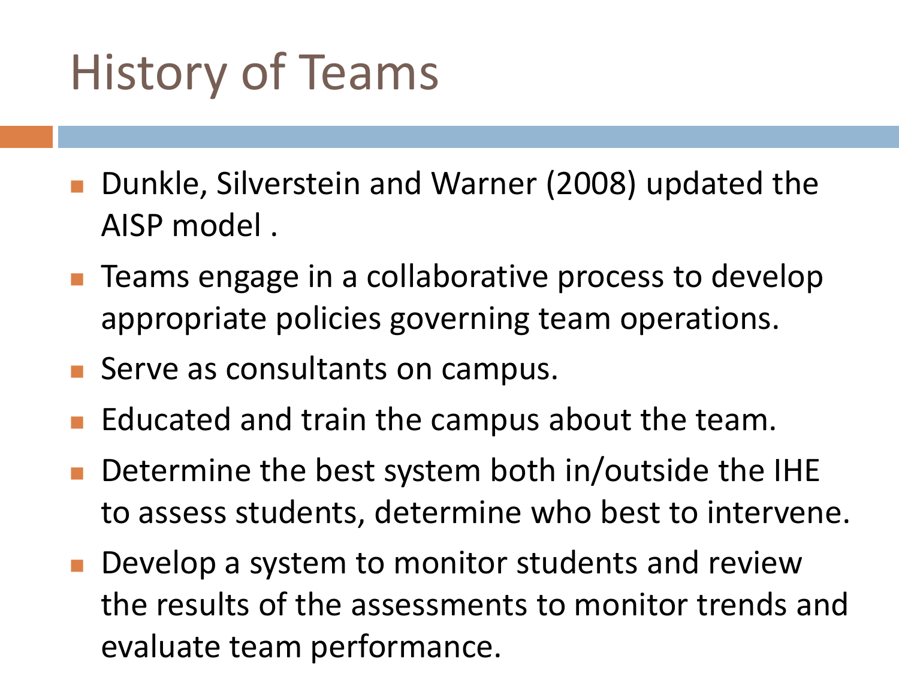# History of Teams

- Dunkle, Silverstein and Warner (2008) updated the AISP model .
- Teams engage in a collaborative process to develop appropriate policies governing team operations.
- Serve as consultants on campus.
- Educated and train the campus about the team.
- Determine the best system both in/outside the IHE to assess students, determine who best to intervene.
- Develop a system to monitor students and review the results of the assessments to monitor trends and evaluate team performance.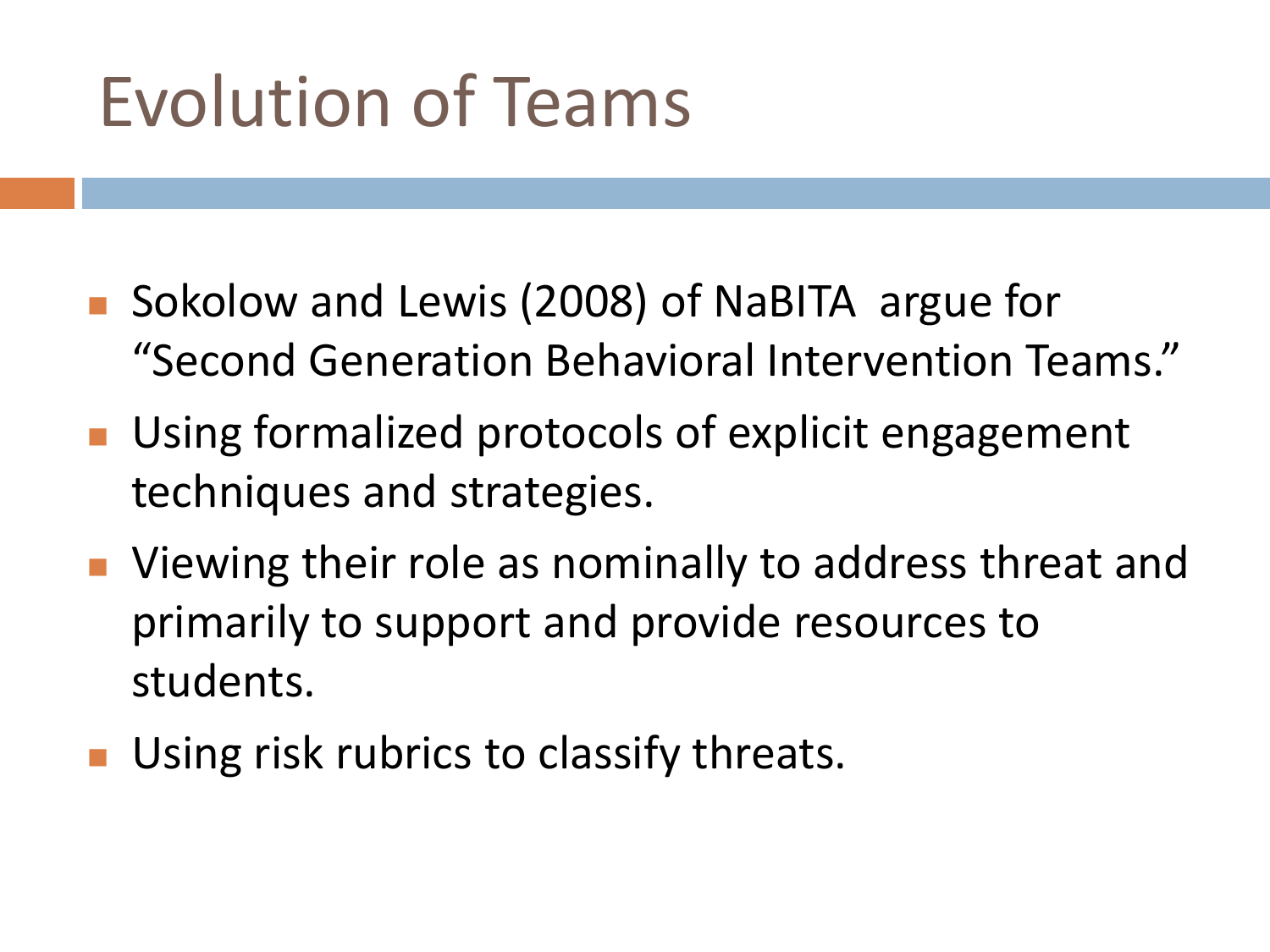# Evolution of Teams

- Sokolow and Lewis (2008) of NaBITA argue for “Second Generation Behavioral Intervention Teams.”
- Using formalized protocols of explicit engagement techniques and strategies.
- Viewing their role as nominally to address threat and primarily to support and provide resources to students.
- Using risk rubrics to classify threats.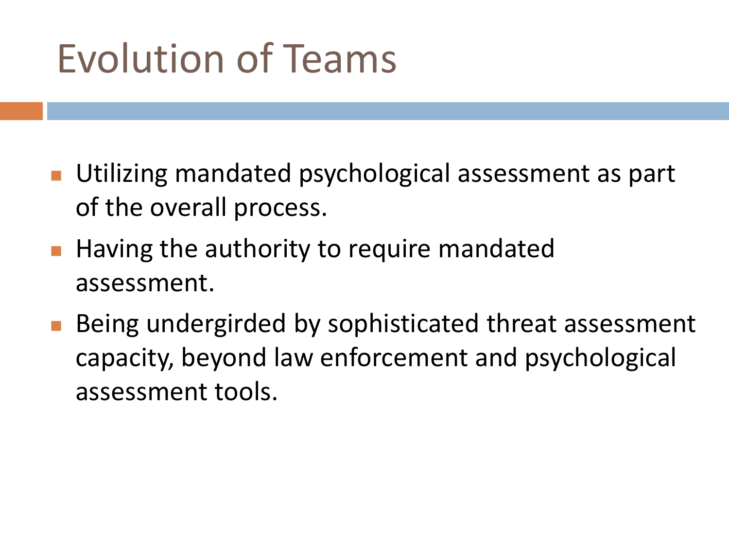# Evolution of Teams

- Utilizing mandated psychological assessment as part of the overall process.
- Having the authority to require mandated assessment.
- Being undergirded by sophisticated threat assessment capacity, beyond law enforcement and psychological assessment tools.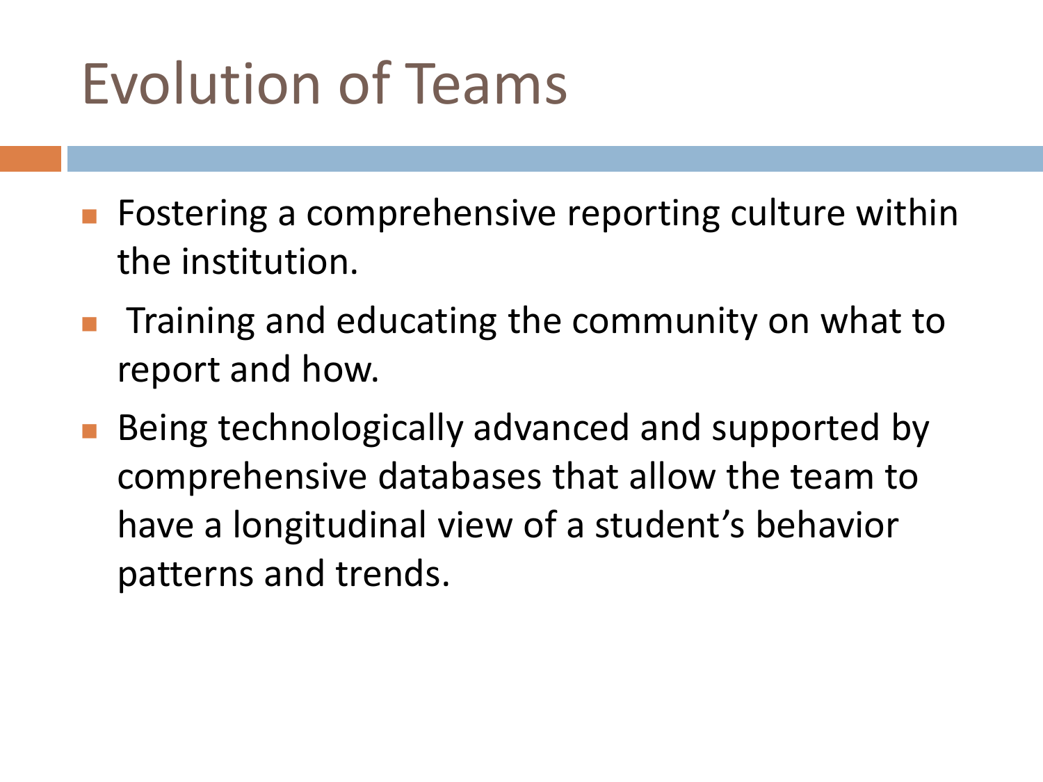# Evolution of Teams

- Fostering a comprehensive reporting culture within the institution.
- Training and educating the community on what to report and how.
- Being technologically advanced and supported by comprehensive databases that allow the team to have a longitudinal view of a student's behavior patterns and trends.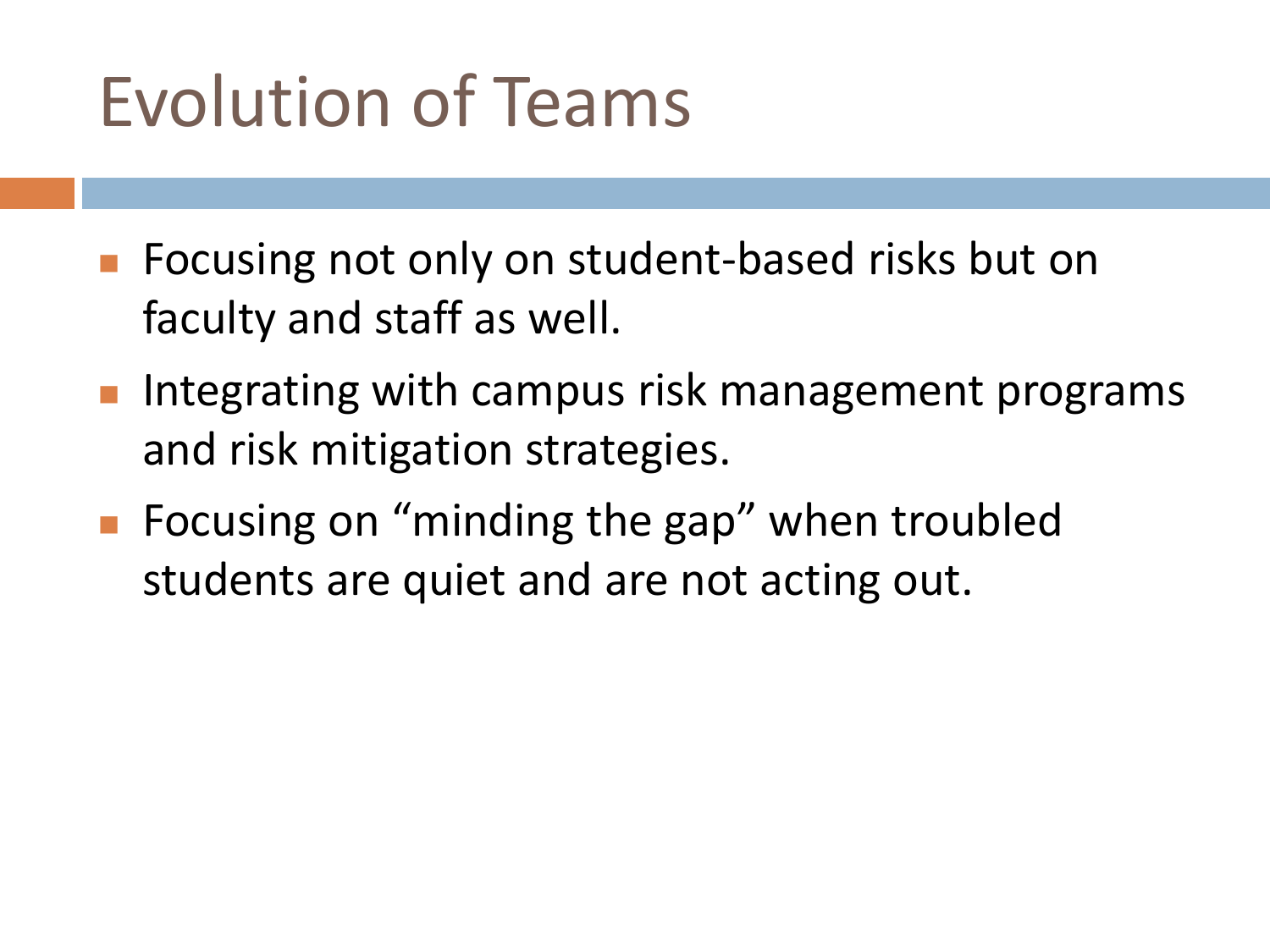# Evolution of Teams

- Focusing not only on student-based risks but on faculty and staff as well.
- Integrating with campus risk management programs and risk mitigation strategies.
- Focusing on "minding the gap" when troubled students are quiet and are not acting out.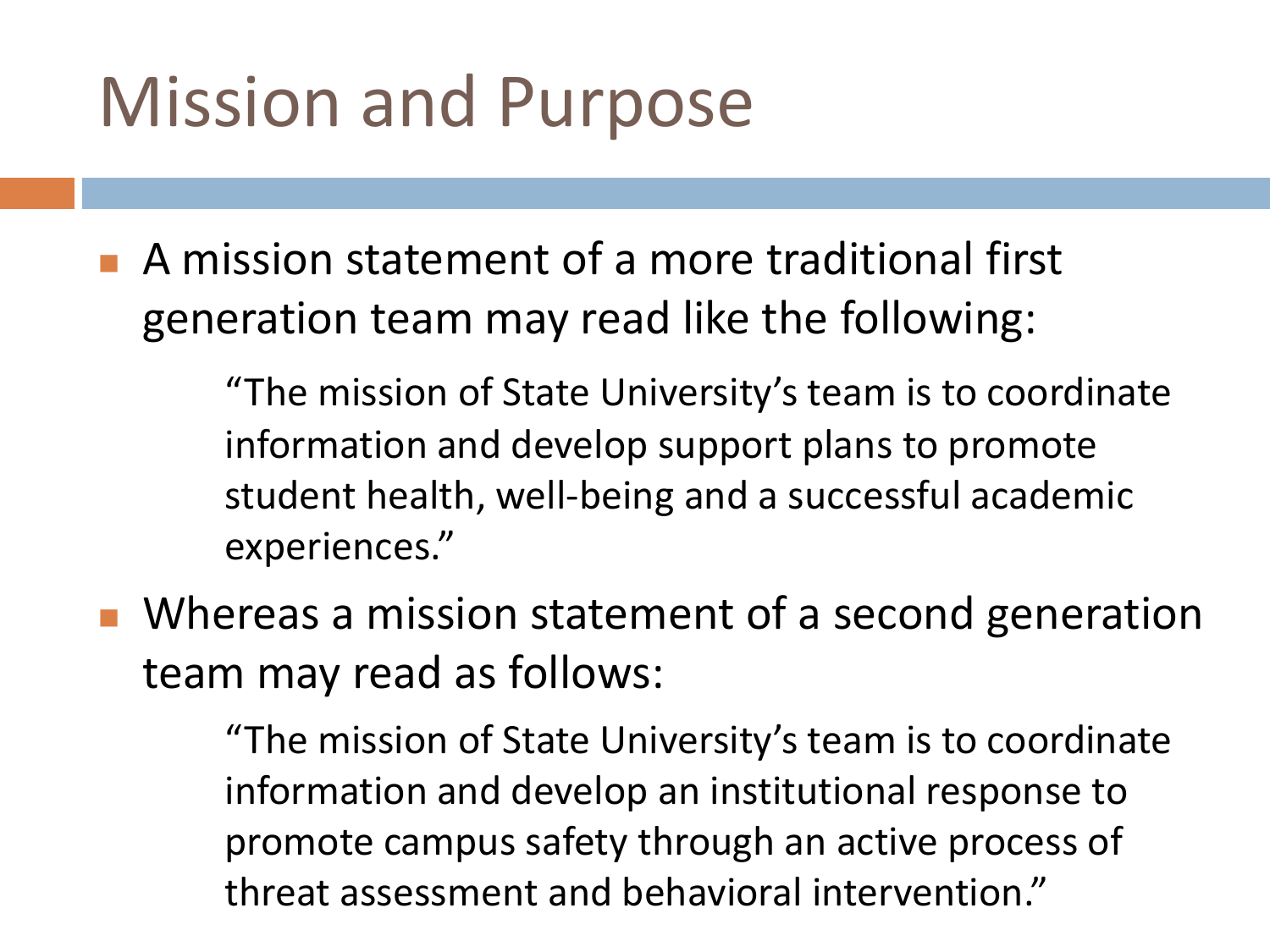# Mission and Purpose

- A mission statement of a more traditional first generation team may read like the following:

  > "The mission of State University's team is to coordinate information and develop support plans to promote student health, well-being and a successful academic experiences."

- Whereas a mission statement of a second generation team may read as follows:

  > "The mission of State University's team is to coordinate information and develop an institutional response to promote campus safety through an active process of threat assessment and behavioral intervention."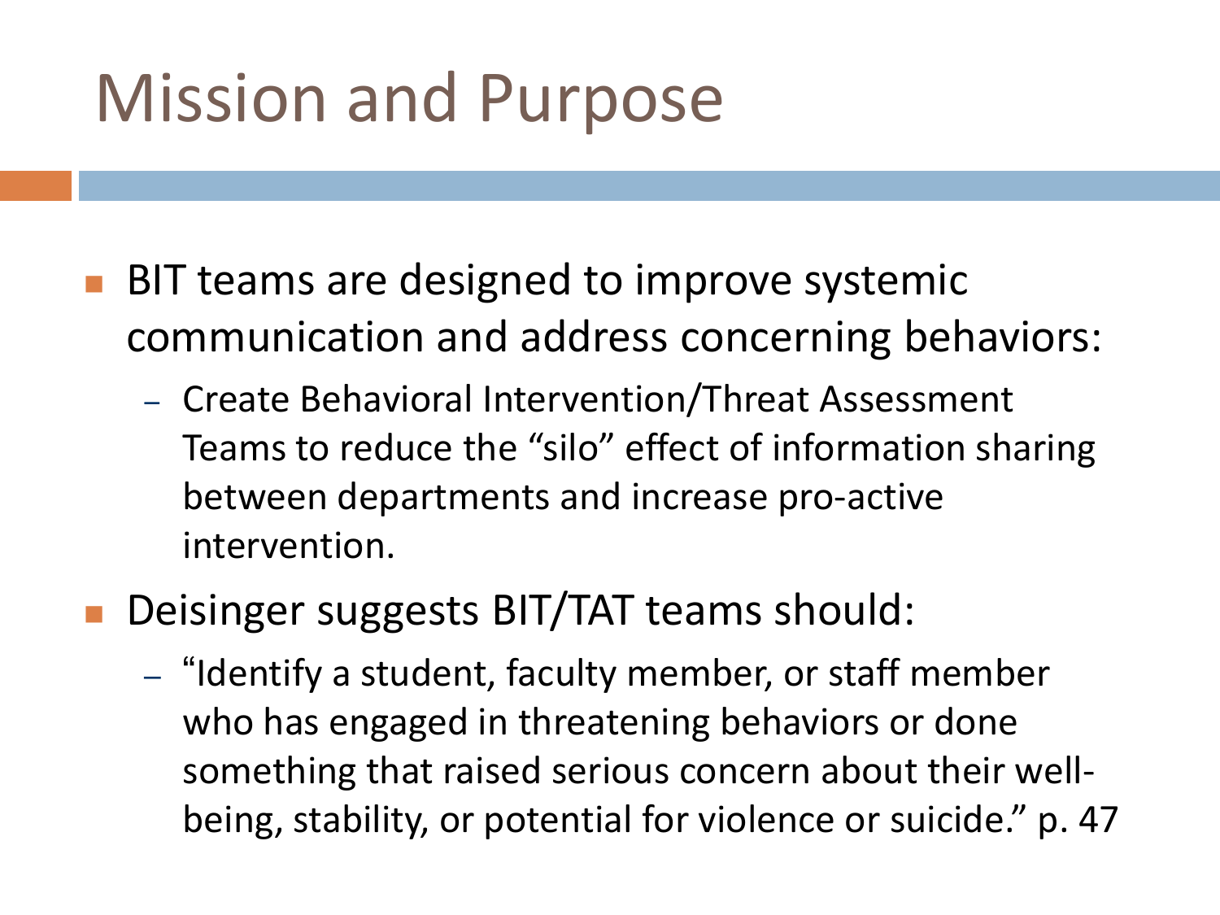# Mission and Purpose

- BIT teams are designed to improve systemic communication and address concerning behaviors:
  - Create Behavioral Intervention/Threat Assessment Teams to reduce the “silo” effect of information sharing between departments and increase pro-active intervention.
- Deisinger suggests BIT/TAT teams should:
  - “Identify a student, faculty member, or staff member who has engaged in threatening behaviors or done something that raised serious concern about their well-being, stability, or potential for violence or suicide.” p. 47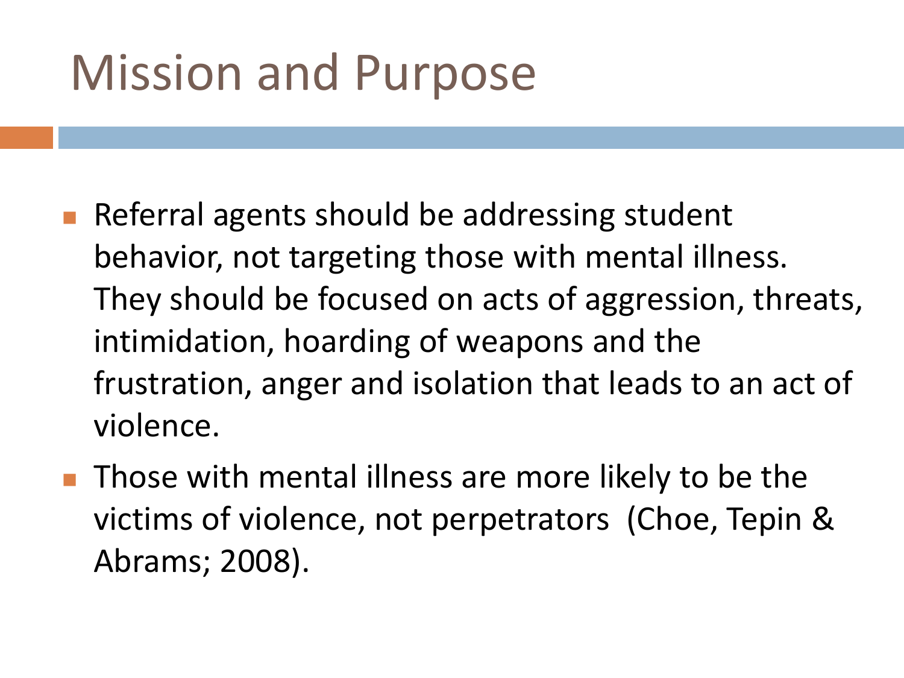# Mission and Purpose

- Referral agents should be addressing student behavior, not targeting those with mental illness. They should be focused on acts of aggression, threats, intimidation, hoarding of weapons and the frustration, anger and isolation that leads to an act of violence.
- Those with mental illness are more likely to be the victims of violence, not perpetrators (Choe, Tepin & Abrams; 2008).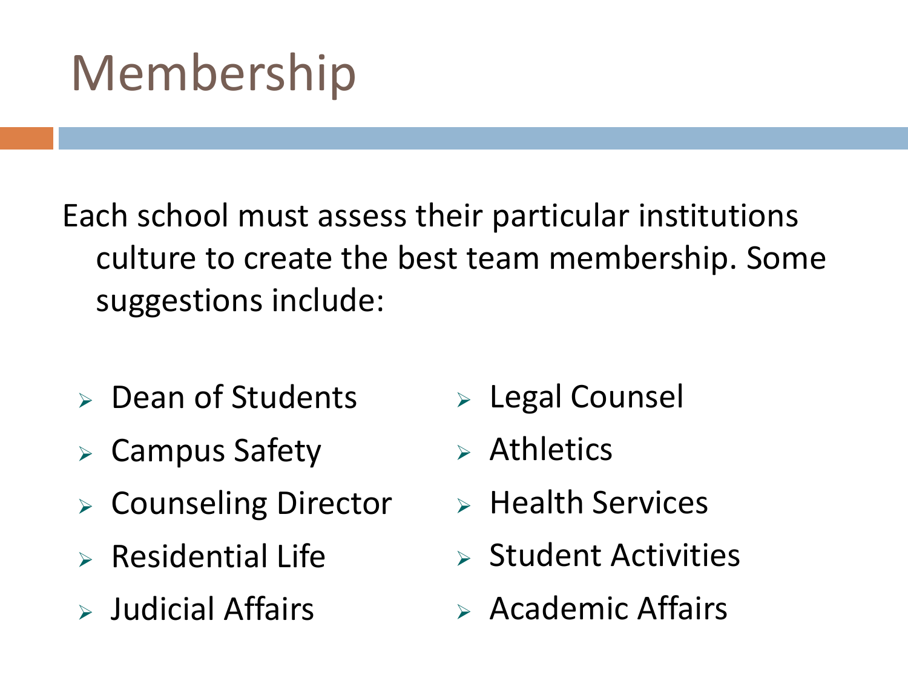# Membership

Each school must assess their particular institutions culture to create the best team membership. Some suggestions include:

- Dean of Students
- Campus Safety
- Counseling Director
- Residential Life
- Judicial Affairs
- Legal Counsel
- Athletics
- Health Services
- Student Activities
- Academic Affairs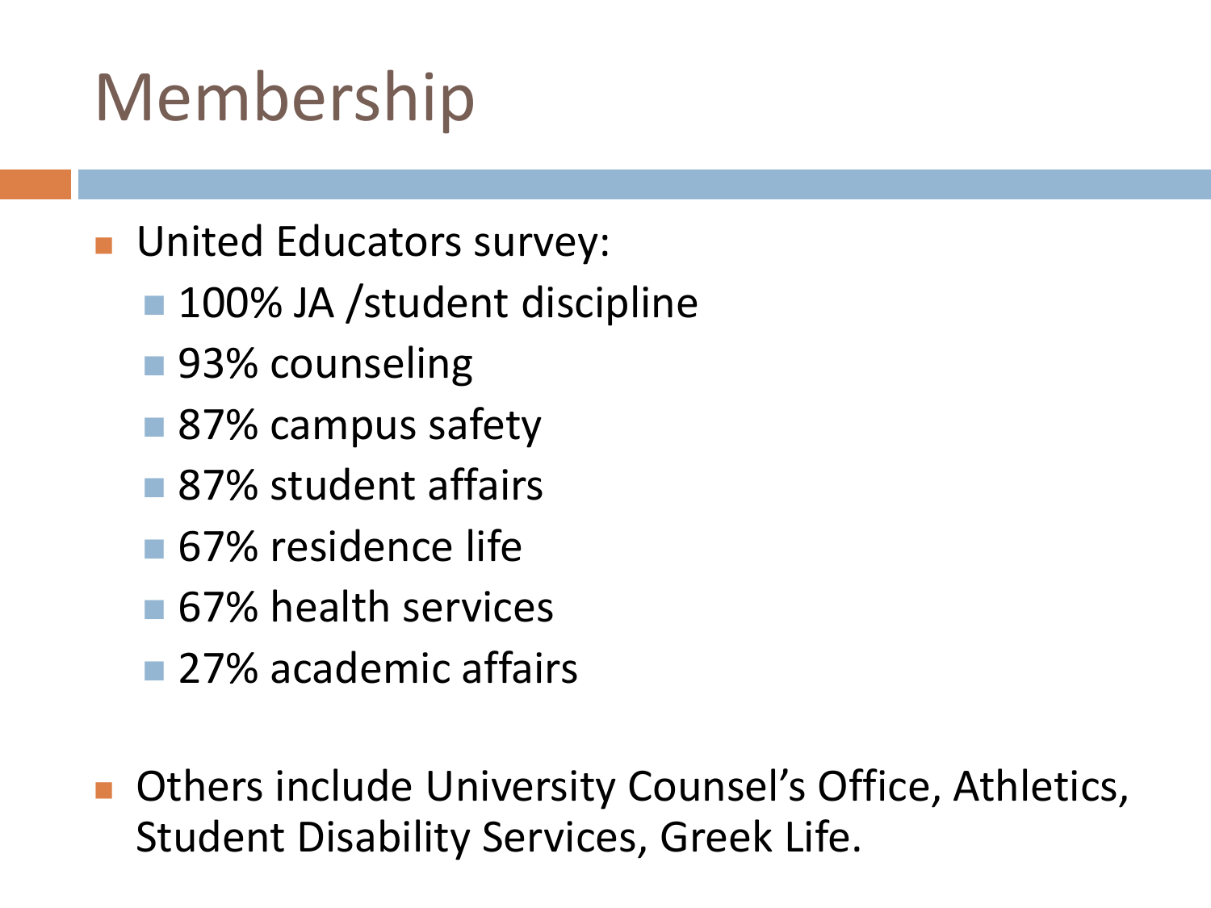# Membership

- United Educators survey:
  - 100% JA /student discipline
  - 93% counseling
  - 87% campus safety
  - 87% student affairs
  - 67% residence life
  - 67% health services
  - 27% academic affairs

- Others include University Counsel's Office, Athletics, Student Disability Services, Greek Life.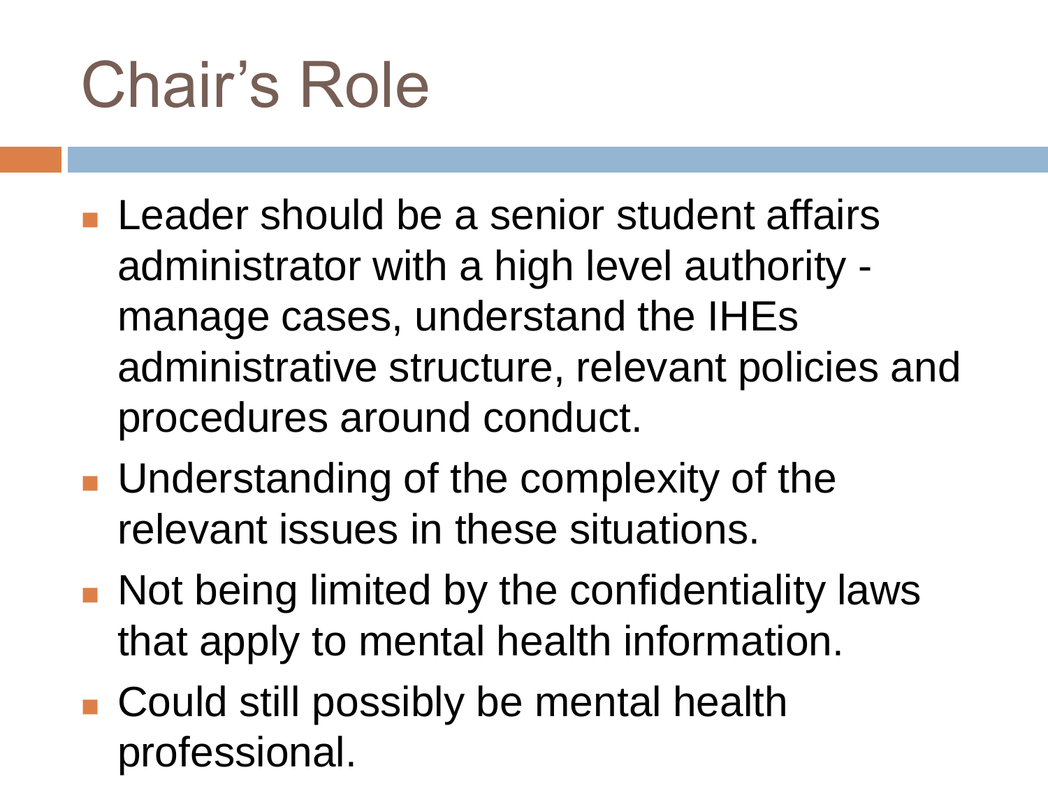# Chair's Role

- Leader should be a senior student affairs administrator with a high level authority - manage cases, understand the IHEs administrative structure, relevant policies and procedures around conduct.
- Understanding of the complexity of the relevant issues in these situations.
- Not being limited by the confidentiality laws that apply to mental health information.
- Could still possibly be mental health professional.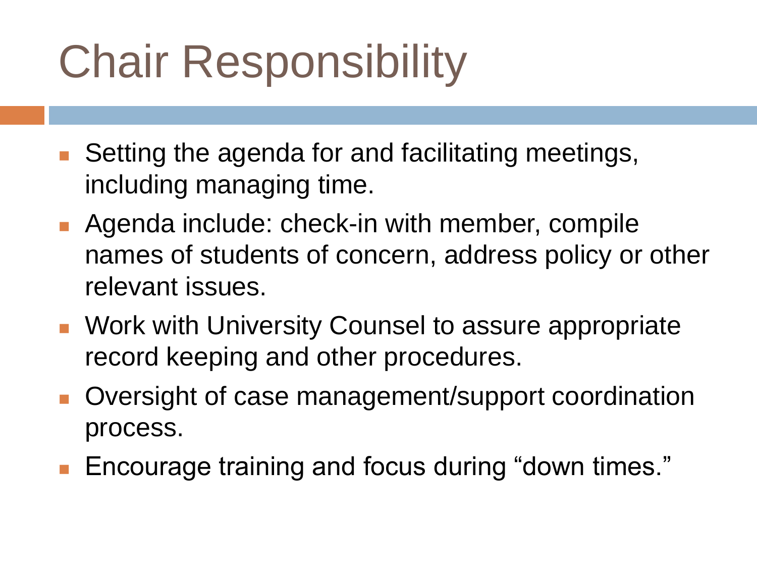# Chair Responsibility

- Setting the agenda for and facilitating meetings, including managing time.
- Agenda include: check-in with member, compile names of students of concern, address policy or other relevant issues.
- Work with University Counsel to assure appropriate record keeping and other procedures.
- Oversight of case management/support coordination process.
- Encourage training and focus during "down times."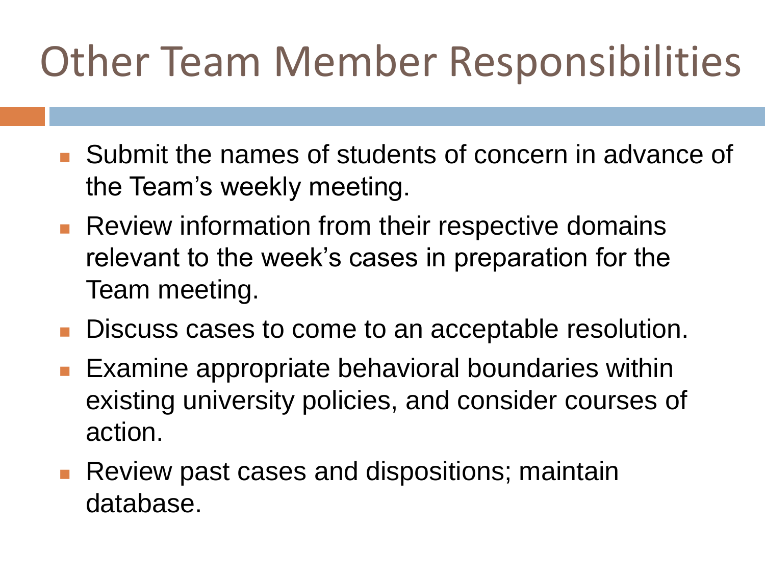# Other Team Member Responsibilities

- Submit the names of students of concern in advance of the Team's weekly meeting.
- Review information from their respective domains relevant to the week's cases in preparation for the Team meeting.
- Discuss cases to come to an acceptable resolution.
- Examine appropriate behavioral boundaries within existing university policies, and consider courses of action.
- Review past cases and dispositions; maintain database.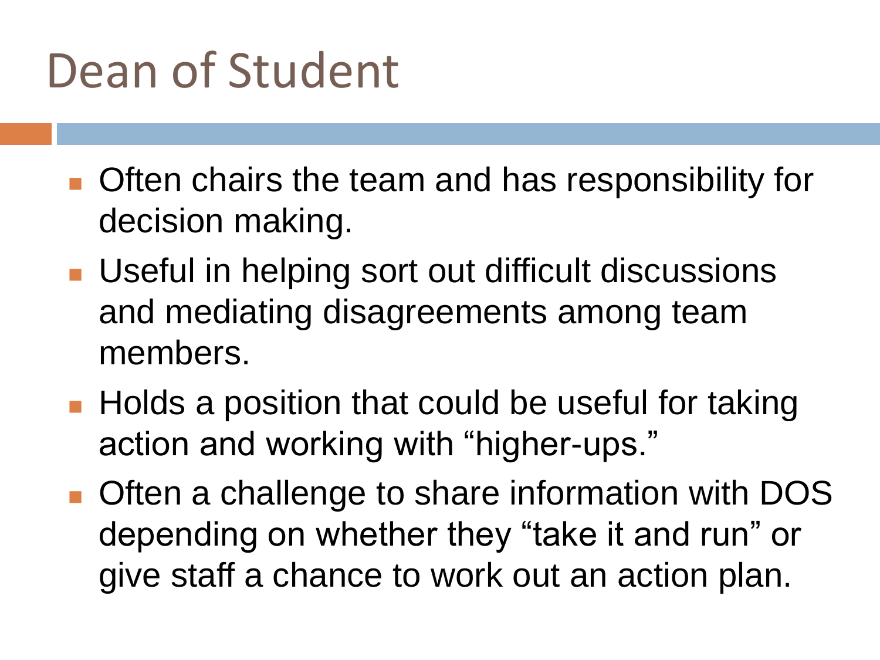# Dean of Student

- Often chairs the team and has responsibility for decision making.
- Useful in helping sort out difficult discussions and mediating disagreements among team members.
- Holds a position that could be useful for taking action and working with "higher-ups."
- Often a challenge to share information with DOS depending on whether they "take it and run" or give staff a chance to work out an action plan.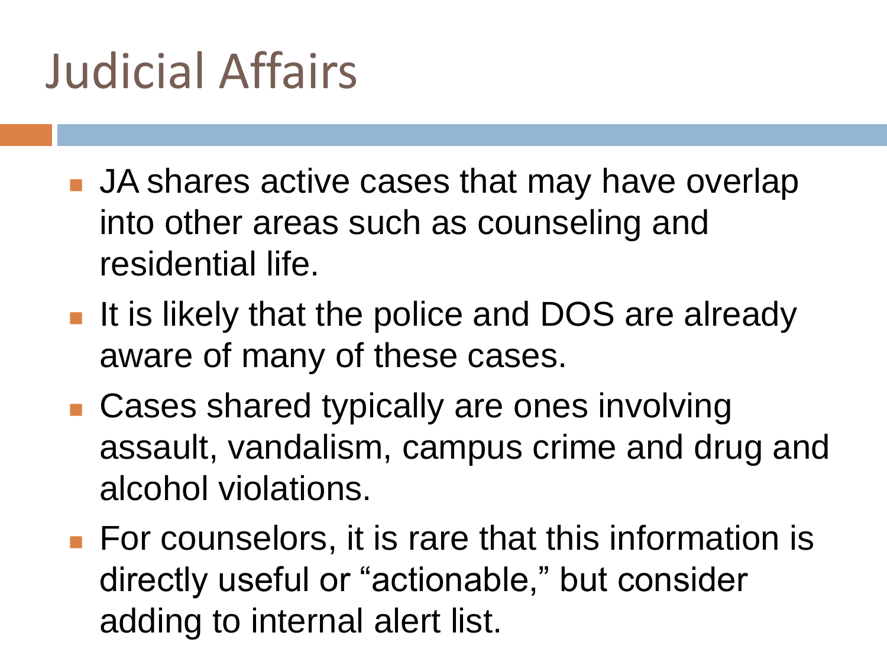# Judicial Affairs

- JA shares active cases that may have overlap into other areas such as counseling and residential life.
- It is likely that the police and DOS are already aware of many of these cases.
- Cases shared typically are ones involving assault, vandalism, campus crime and drug and alcohol violations.
- For counselors, it is rare that this information is directly useful or "actionable," but consider adding to internal alert list.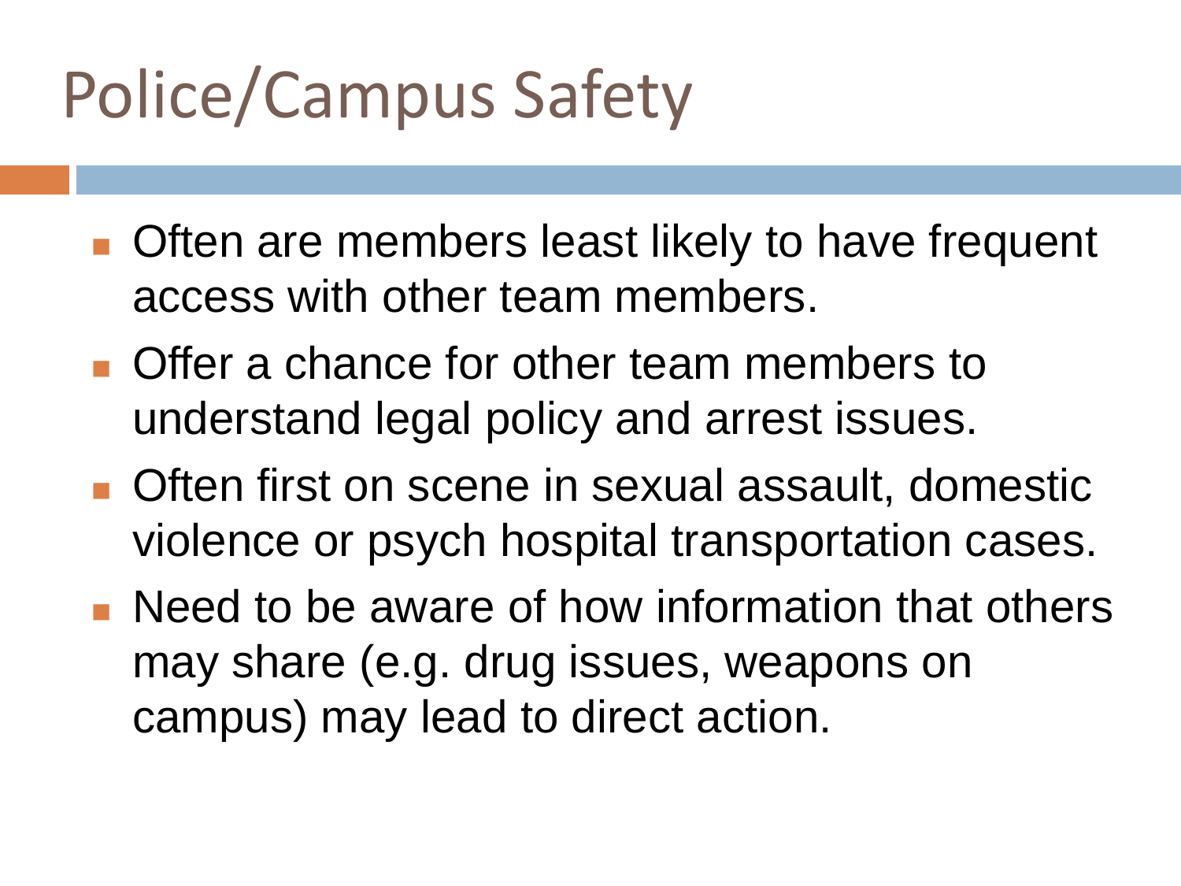# Police/Campus Safety

- Often are members least likely to have frequent access with other team members.
- Offer a chance for other team members to understand legal policy and arrest issues.
- Often first on scene in sexual assault, domestic violence or psych hospital transportation cases.
- Need to be aware of how information that others may share (e.g. drug issues, weapons on campus) may lead to direct action.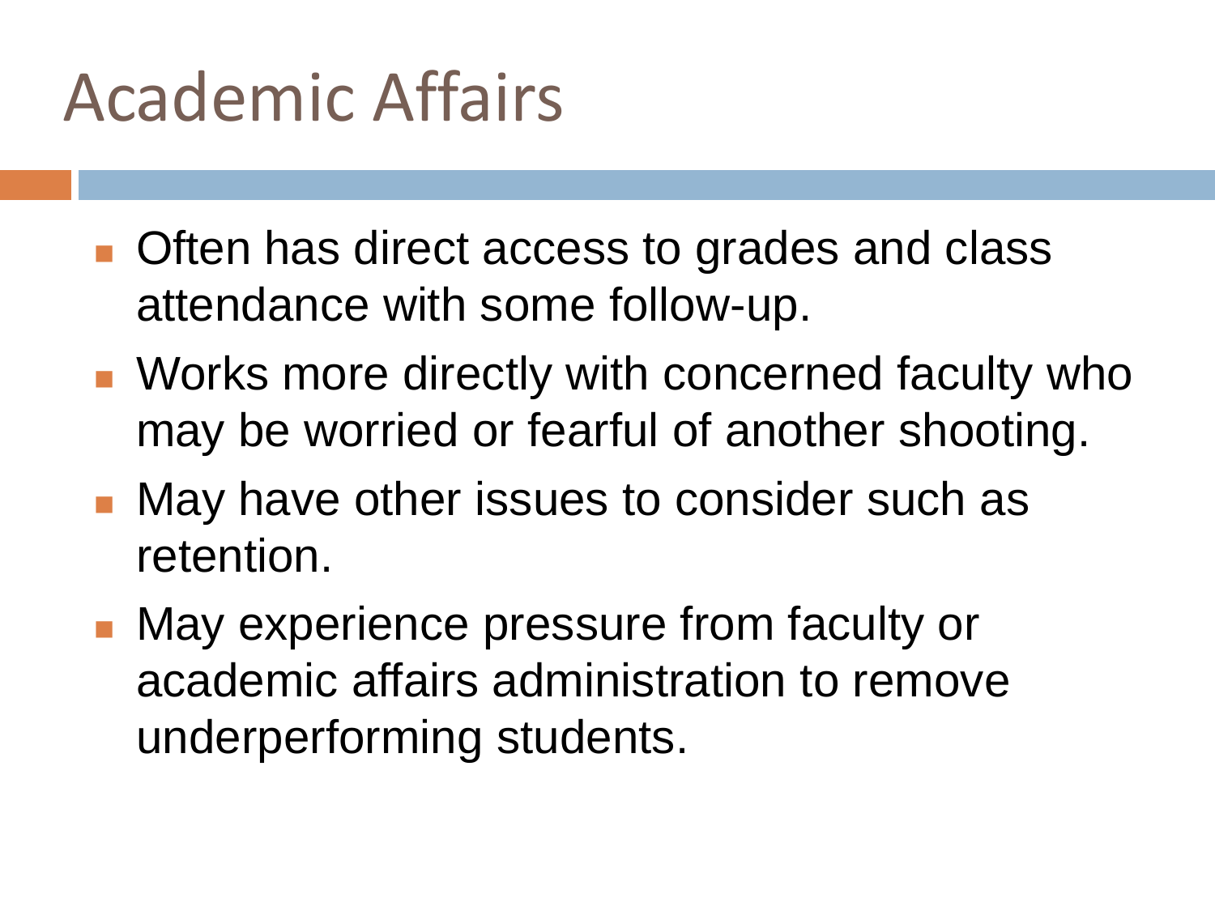# Academic Affairs

- Often has direct access to grades and class attendance with some follow-up.
- Works more directly with concerned faculty who may be worried or fearful of another shooting.
- May have other issues to consider such as retention.
- May experience pressure from faculty or academic affairs administration to remove underperforming students.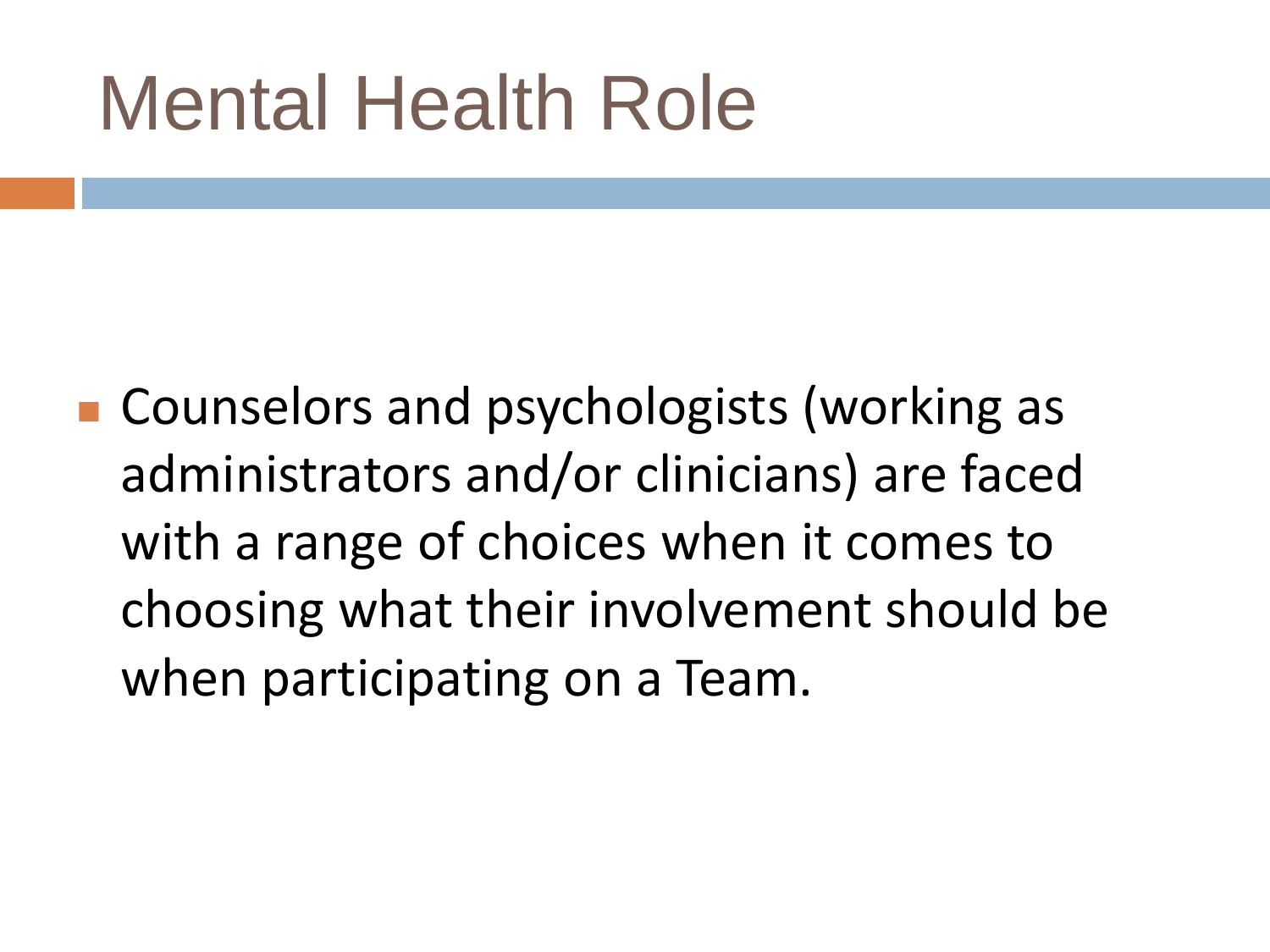# Mental Health Role

- Counselors and psychologists (working as administrators and/or clinicians) are faced with a range of choices when it comes to choosing what their involvement should be when participating on a Team.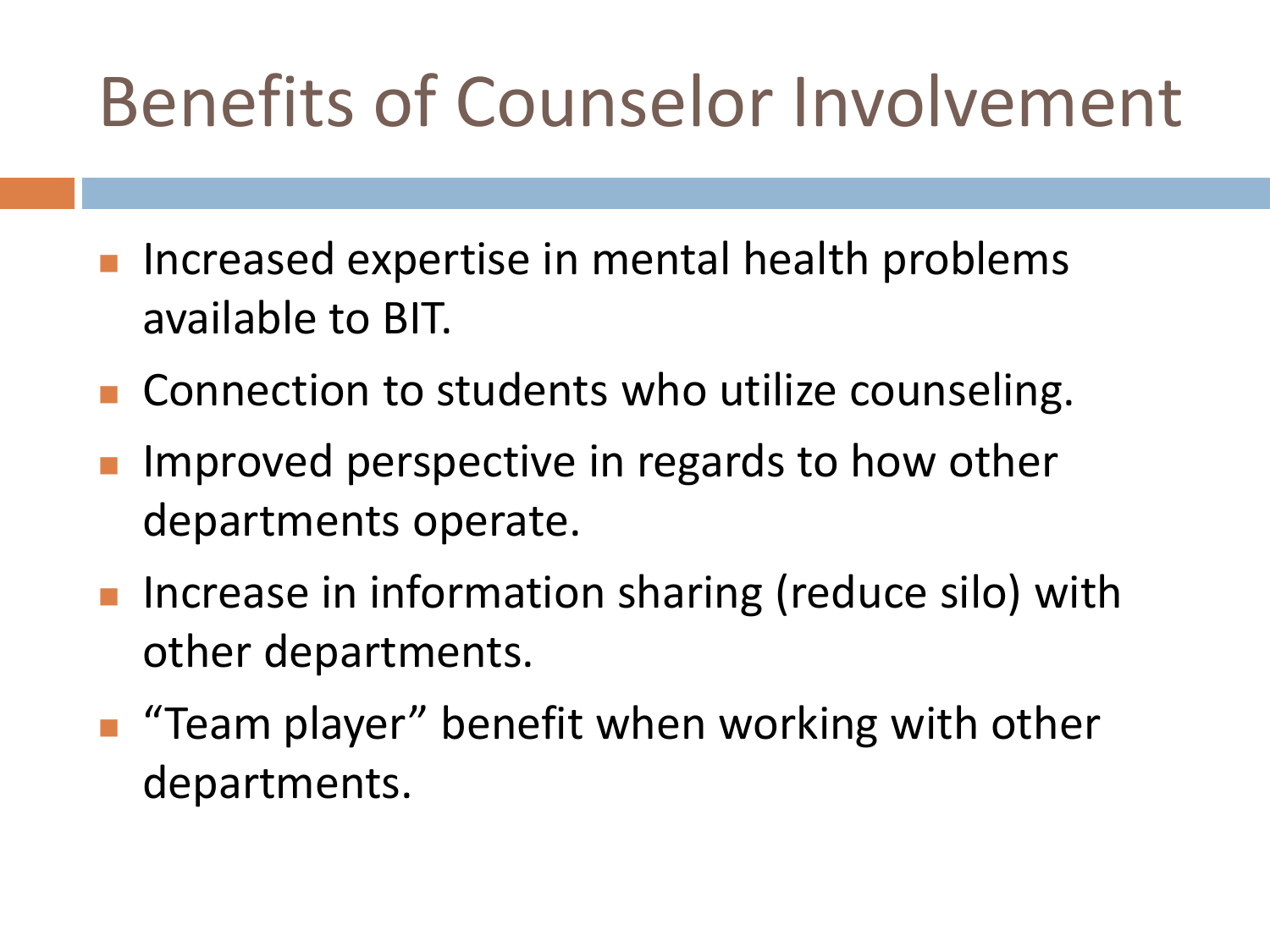# Benefits of Counselor Involvement

- Increased expertise in mental health problems available to BIT.
- Connection to students who utilize counseling.
- Improved perspective in regards to how other departments operate.
- Increase in information sharing (reduce silo) with other departments.
- “Team player” benefit when working with other departments.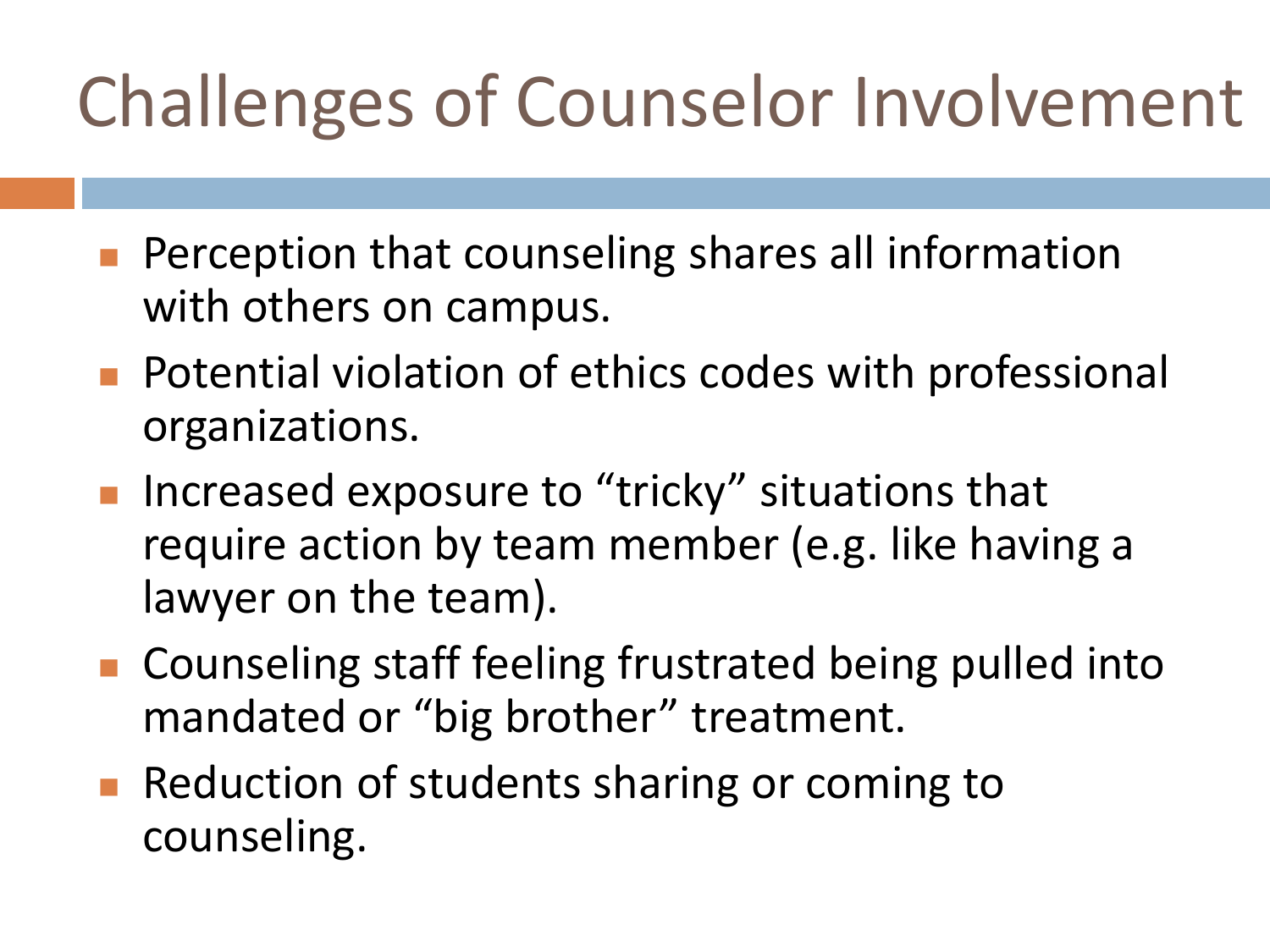# Challenges of Counselor Involvement

- Perception that counseling shares all information with others on campus.
- Potential violation of ethics codes with professional organizations.
- Increased exposure to "tricky" situations that require action by team member (e.g. like having a lawyer on the team).
- Counseling staff feeling frustrated being pulled into mandated or "big brother" treatment.
- Reduction of students sharing or coming to counseling.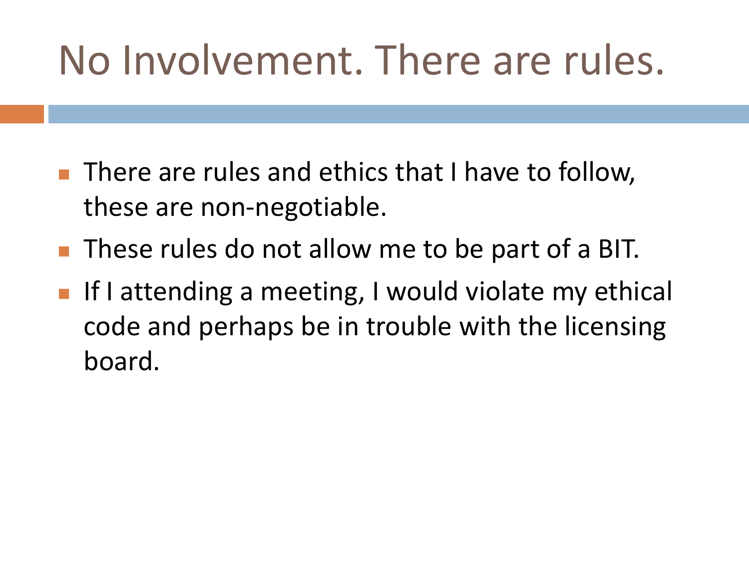# No Involvement. There are rules.

- There are rules and ethics that I have to follow, these are non-negotiable.
- These rules do not allow me to be part of a BIT.
- If I attending a meeting, I would violate my ethical code and perhaps be in trouble with the licensing board.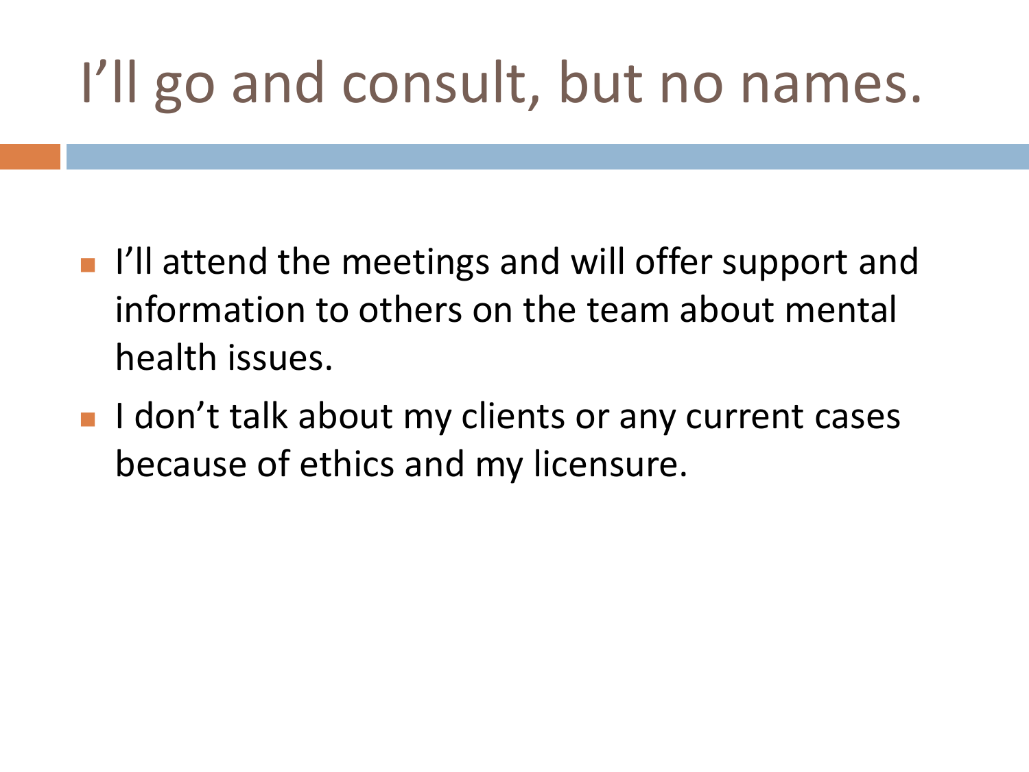# I'll go and consult, but no names.

- I'll attend the meetings and will offer support and information to others on the team about mental health issues.
- I don't talk about my clients or any current cases because of ethics and my licensure.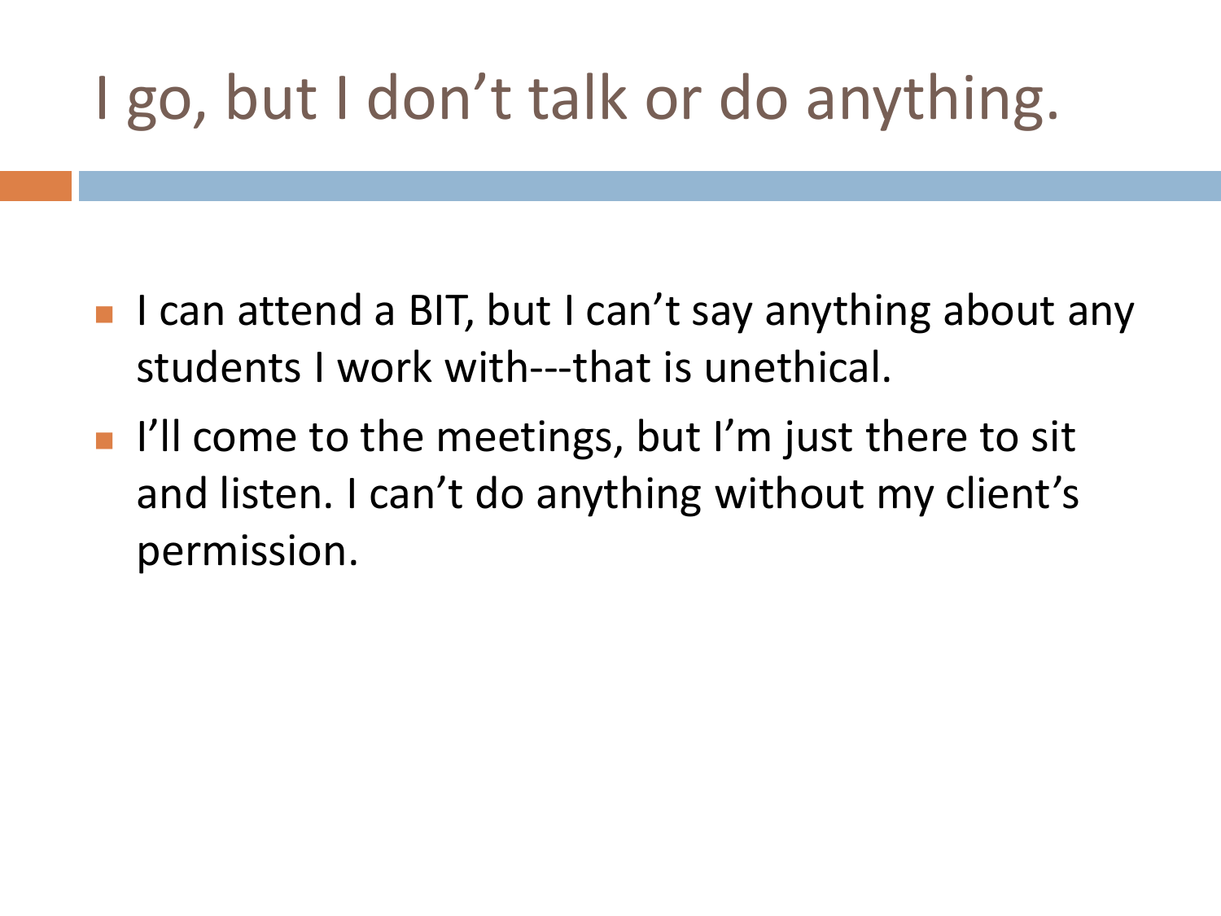# I go, but I don't talk or do anything.

- I can attend a BIT, but I can't say anything about any students I work with---that is unethical.
- I'll come to the meetings, but I'm just there to sit and listen. I can't do anything without my client's permission.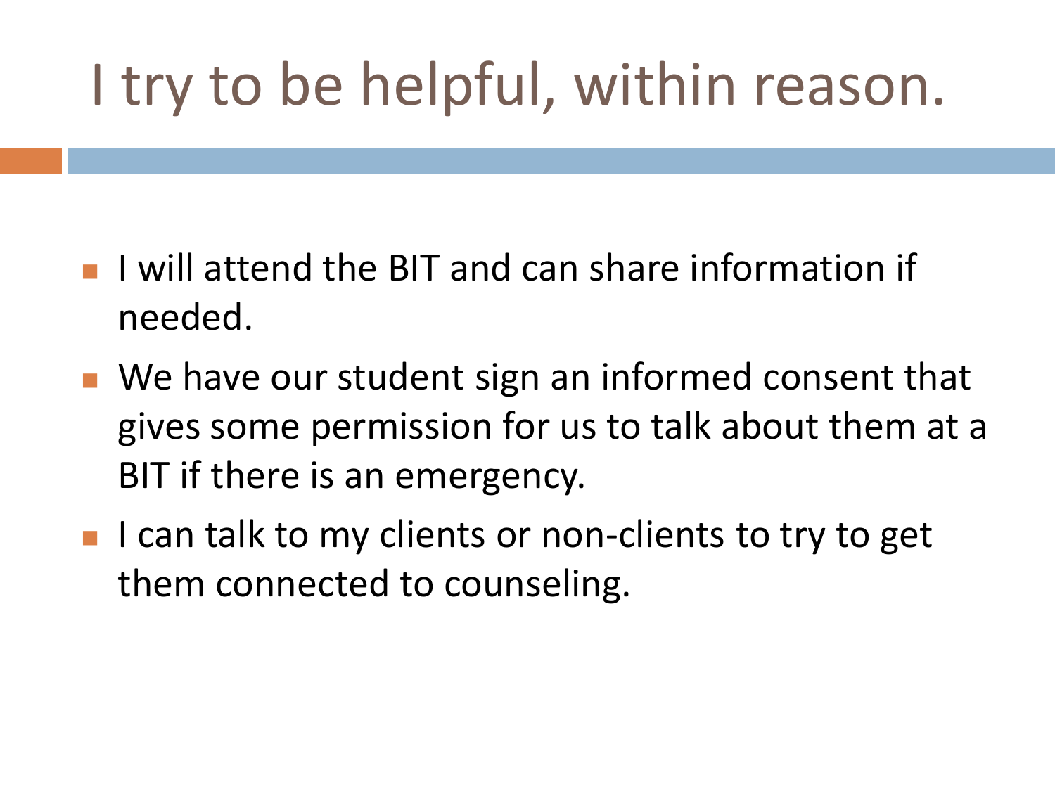# I try to be helpful, within reason.

- I will attend the BIT and can share information if needed.
- We have our student sign an informed consent that gives some permission for us to talk about them at a BIT if there is an emergency.
- I can talk to my clients or non-clients to try to get them connected to counseling.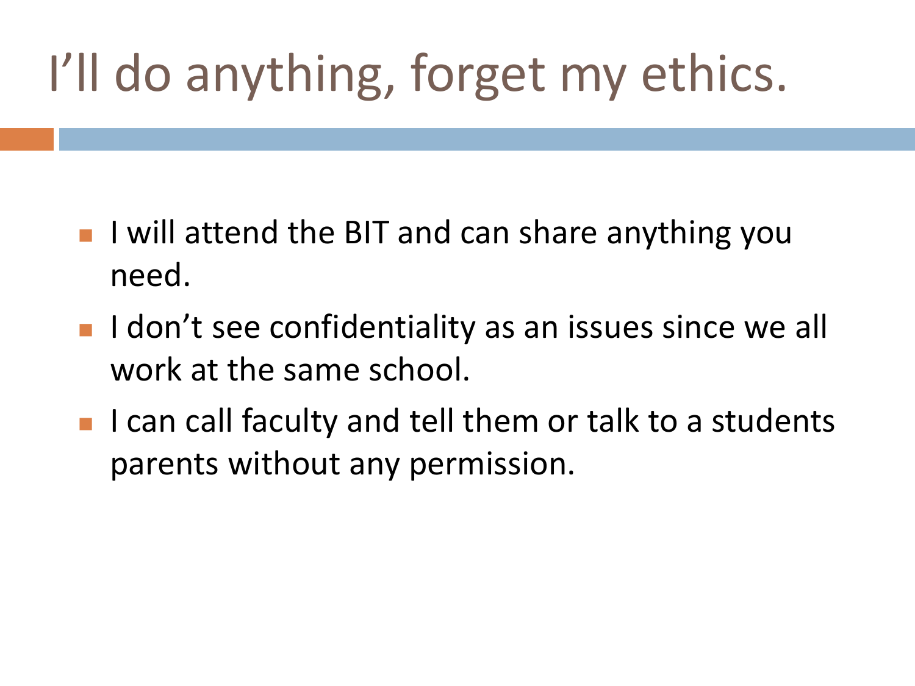# I'll do anything, forget my ethics.

- I will attend the BIT and can share anything you need.
- I don't see confidentiality as an issues since we all work at the same school.
- I can call faculty and tell them or talk to a students parents without any permission.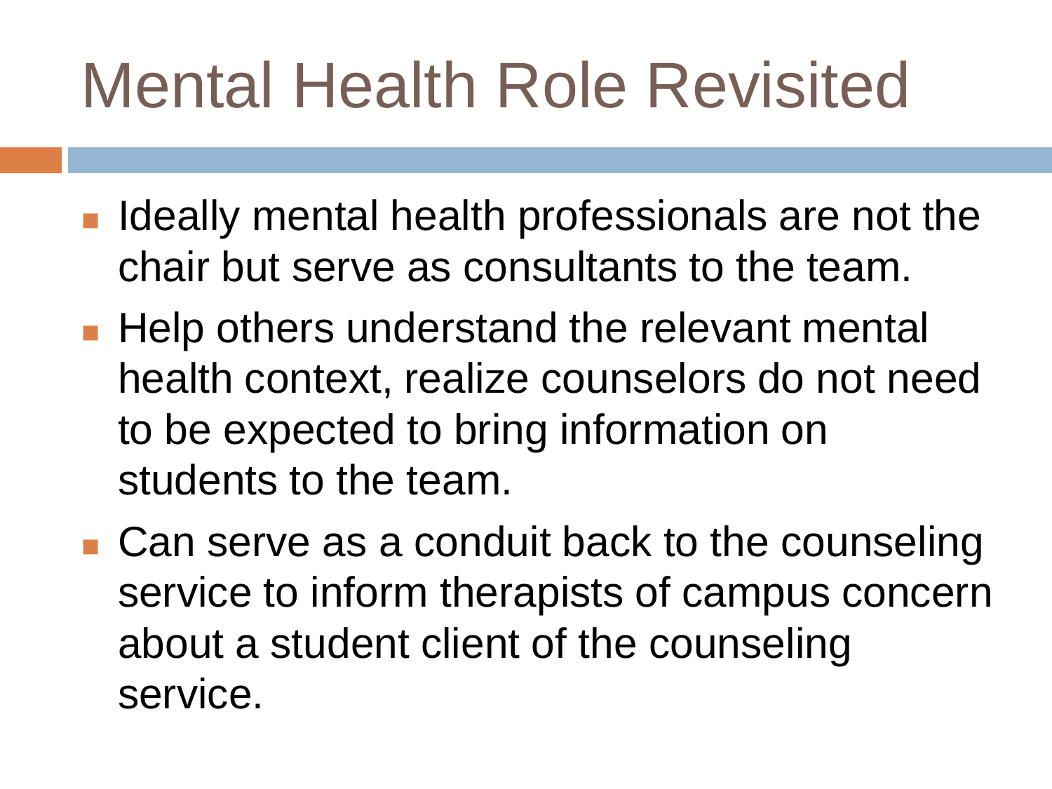# Mental Health Role Revisited

- Ideally mental health professionals are not the chair but serve as consultants to the team.
- Help others understand the relevant mental health context, realize counselors do not need to be expected to bring information on students to the team.
- Can serve as a conduit back to the counseling service to inform therapists of campus concern about a student client of the counseling service.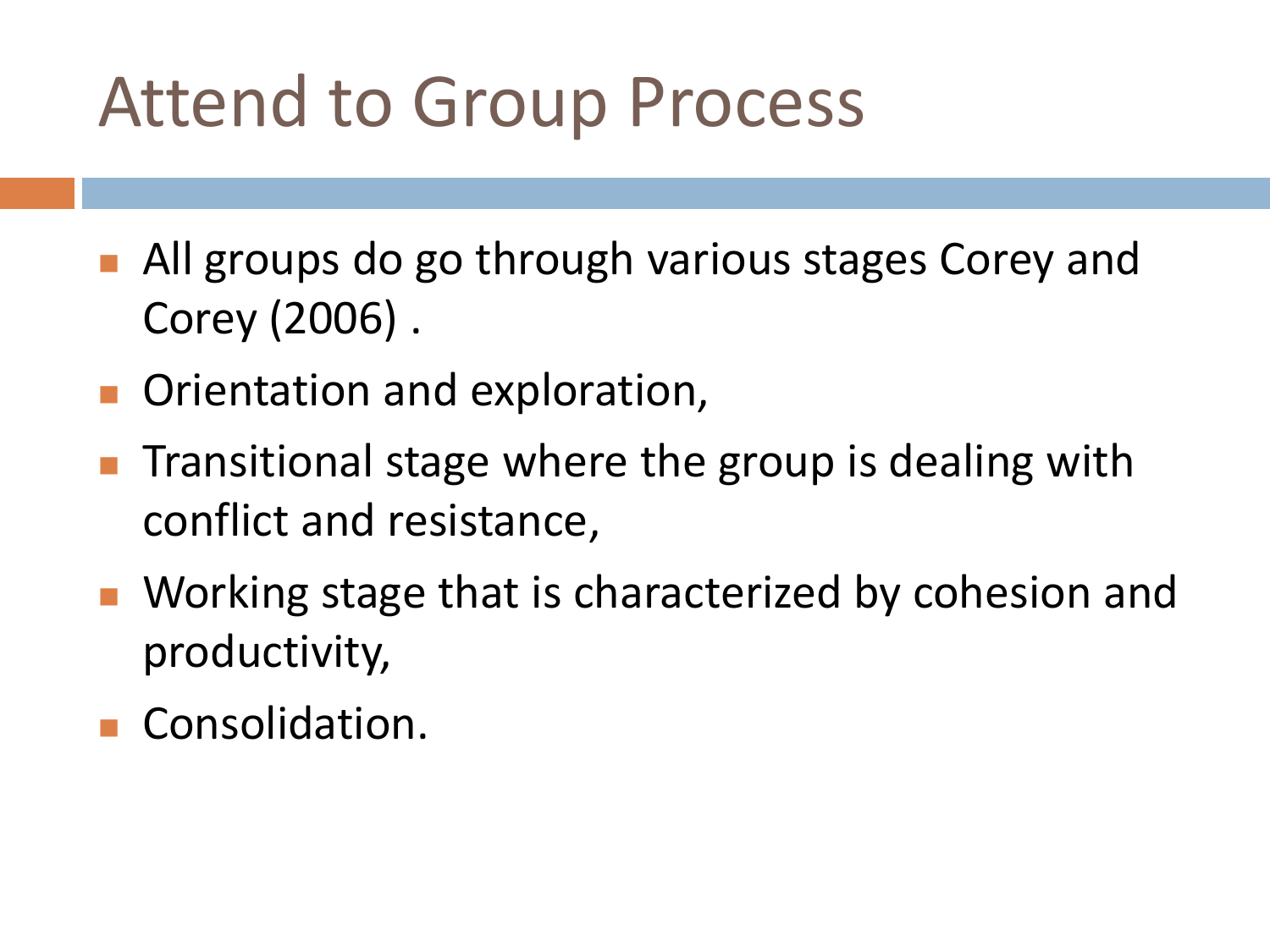# Attend to Group Process

- All groups do go through various stages Corey and Corey (2006) .
- Orientation and exploration,
- Transitional stage where the group is dealing with conflict and resistance,
- Working stage that is characterized by cohesion and productivity,
- Consolidation.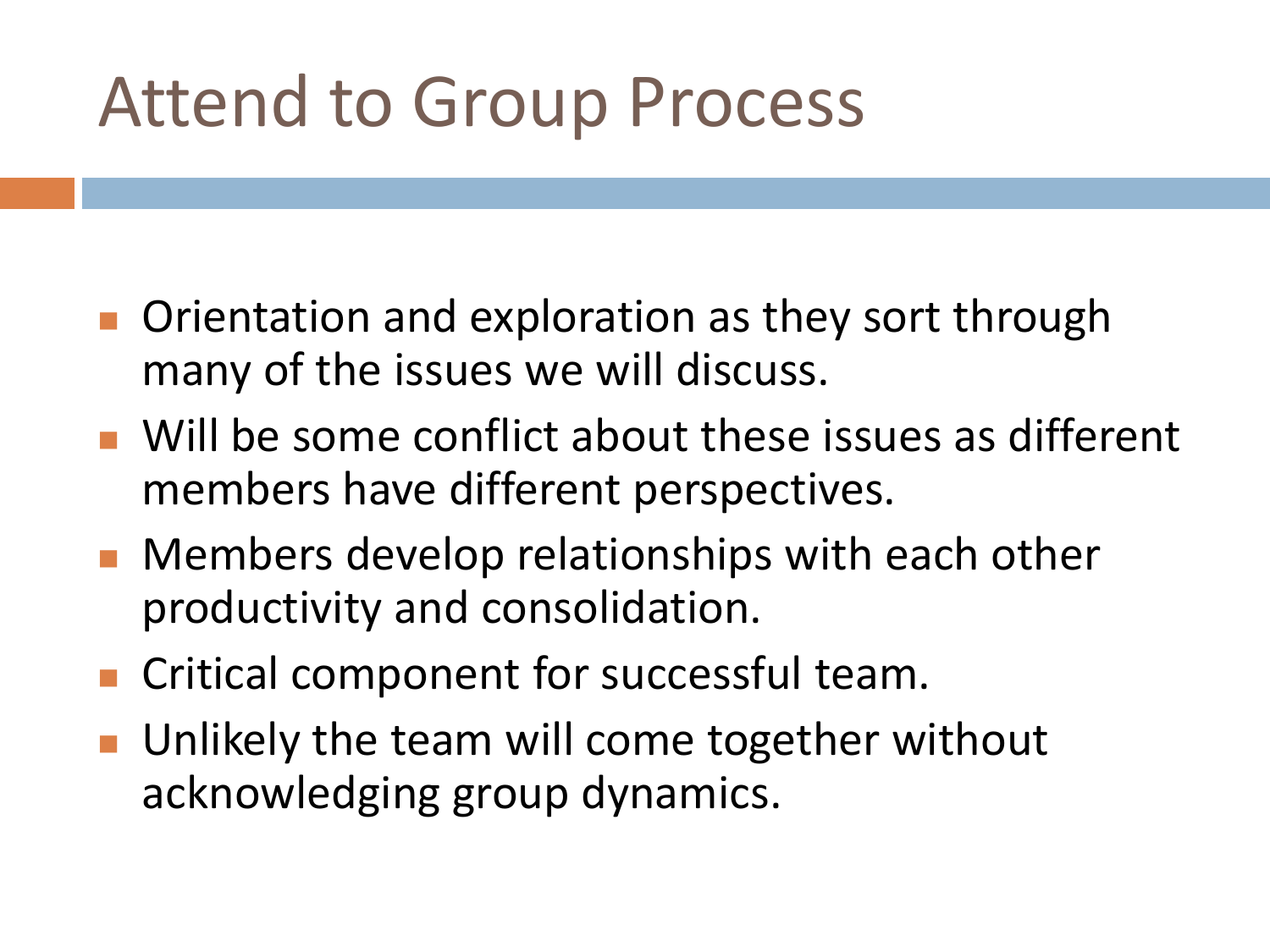# Attend to Group Process

- Orientation and exploration as they sort through many of the issues we will discuss.
- Will be some conflict about these issues as different members have different perspectives.
- Members develop relationships with each other productivity and consolidation.
- Critical component for successful team.
- Unlikely the team will come together without acknowledging group dynamics.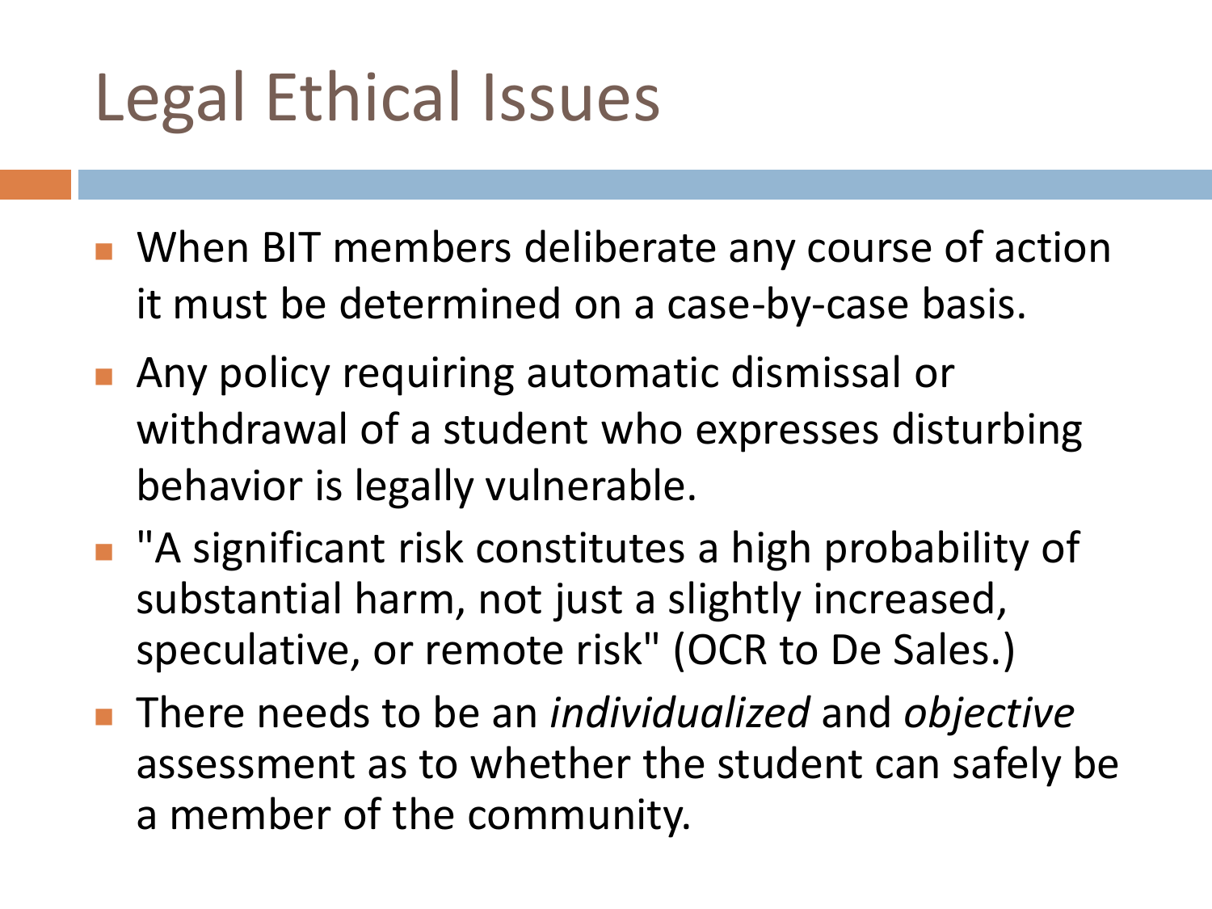# Legal Ethical Issues

- When BIT members deliberate any course of action it must be determined on a case-by-case basis.
- Any policy requiring automatic dismissal or withdrawal of a student who expresses disturbing behavior is legally vulnerable.
- "A significant risk constitutes a high probability of substantial harm, not just a slightly increased, speculative, or remote risk" (OCR to De Sales.)
- There needs to be an *individualized* and *objective* assessment as to whether the student can safely be a member of the community.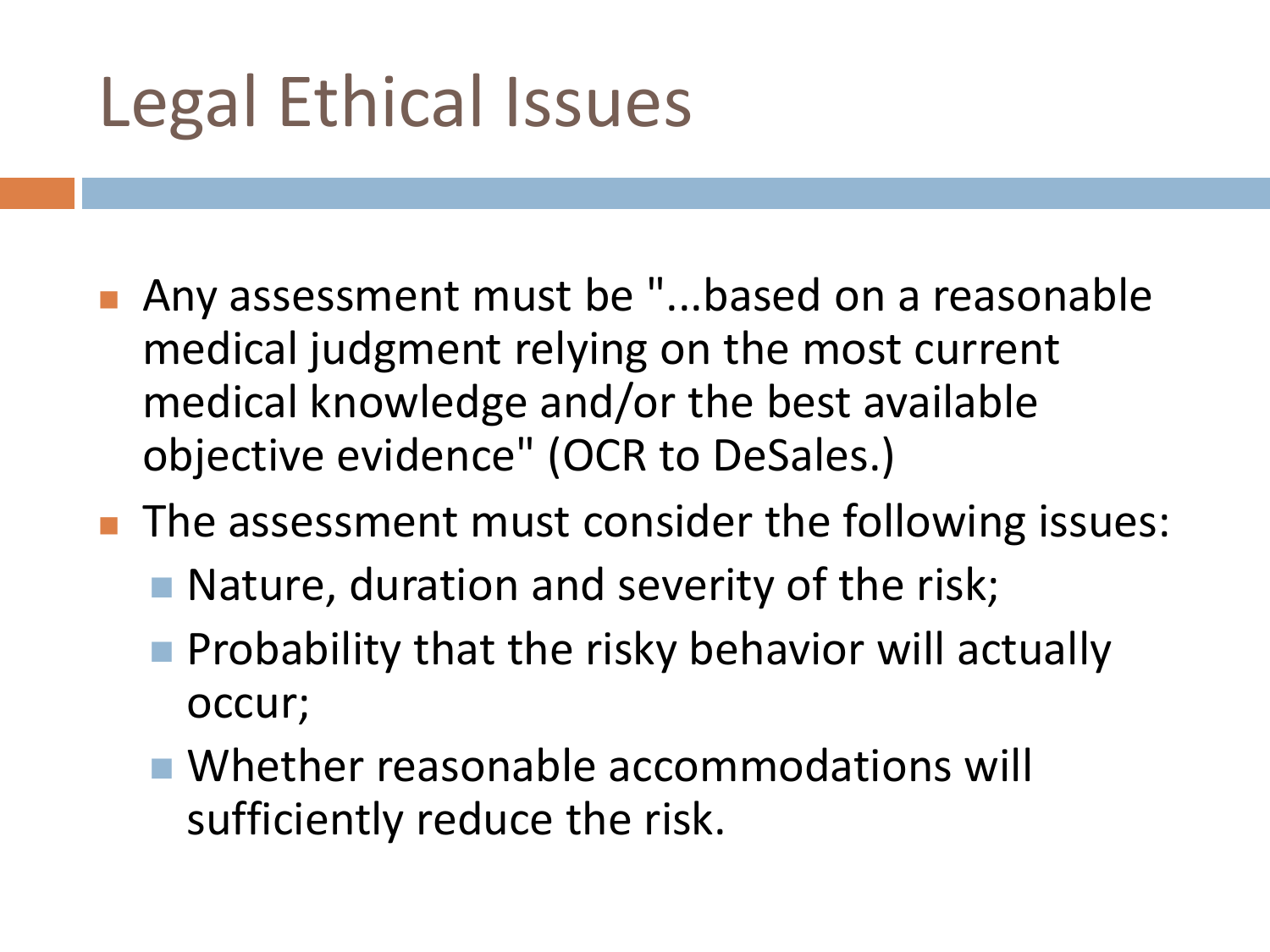# Legal Ethical Issues

- Any assessment must be "...based on a reasonable medical judgment relying on the most current medical knowledge and/or the best available objective evidence" (OCR to DeSales.)
- The assessment must consider the following issues:
  - Nature, duration and severity of the risk;
  - Probability that the risky behavior will actually occur;
  - Whether reasonable accommodations will sufficiently reduce the risk.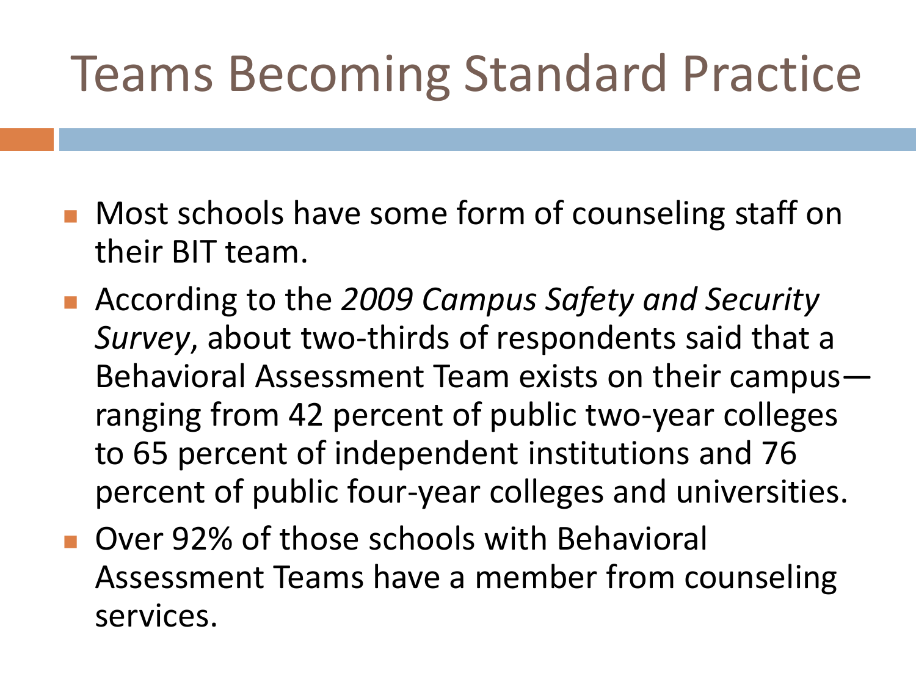# Teams Becoming Standard Practice

- Most schools have some form of counseling staff on their BIT team.
- According to the *2009 Campus Safety and Security Survey*, about two-thirds of respondents said that a Behavioral Assessment Team exists on their campus—ranging from 42 percent of public two-year colleges to 65 percent of independent institutions and 76 percent of public four-year colleges and universities.
- Over 92% of those schools with Behavioral Assessment Teams have a member from counseling services.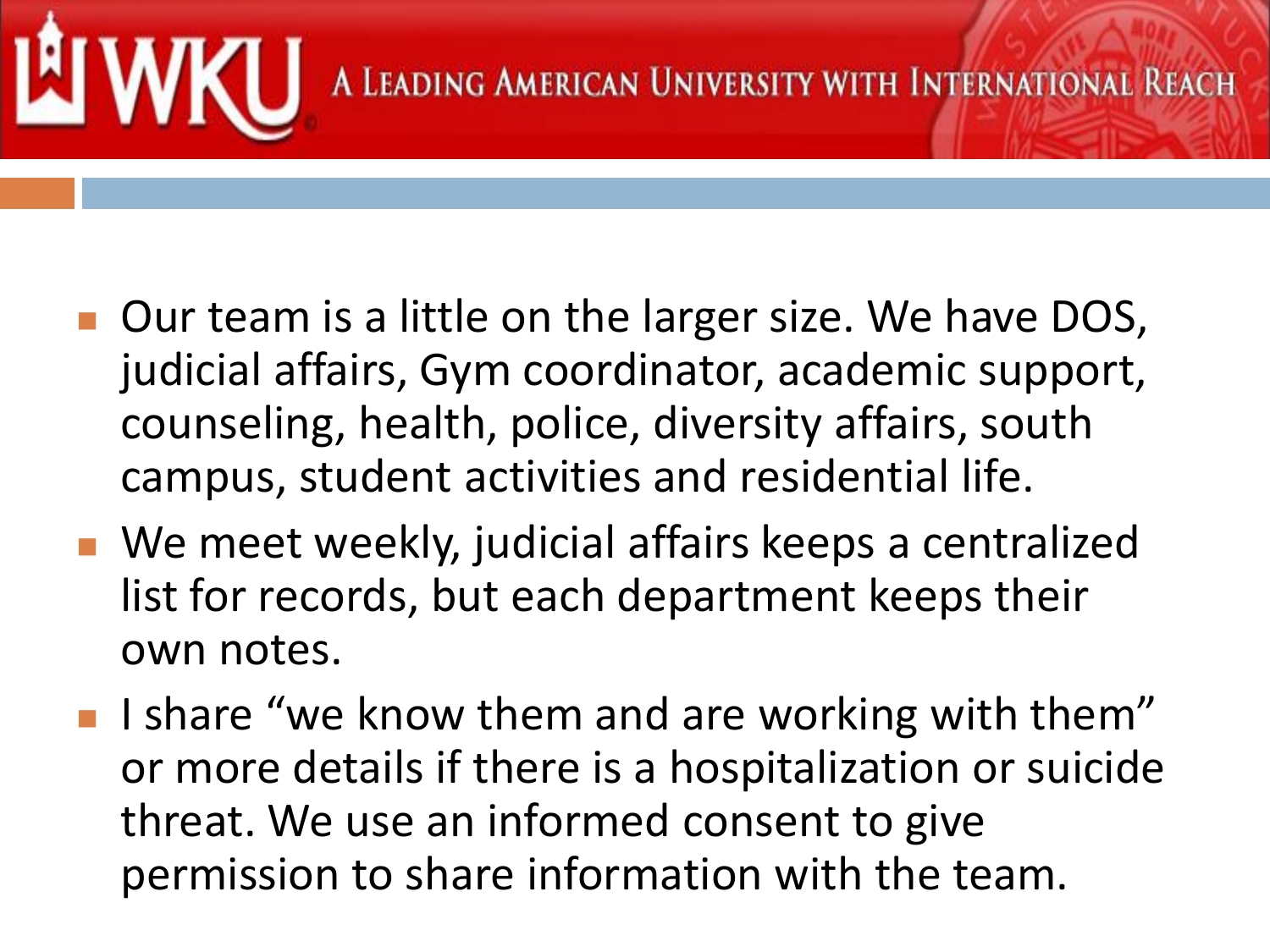- Our team is a little on the larger size. We have DOS, judicial affairs, Gym coordinator, academic support, counseling, health, police, diversity affairs, south campus, student activities and residential life.
- We meet weekly, judicial affairs keeps a centralized list for records, but each department keeps their own notes.
- I share "we know them and are working with them" or more details if there is a hospitalization or suicide threat. We use an informed consent to give permission to share information with the team.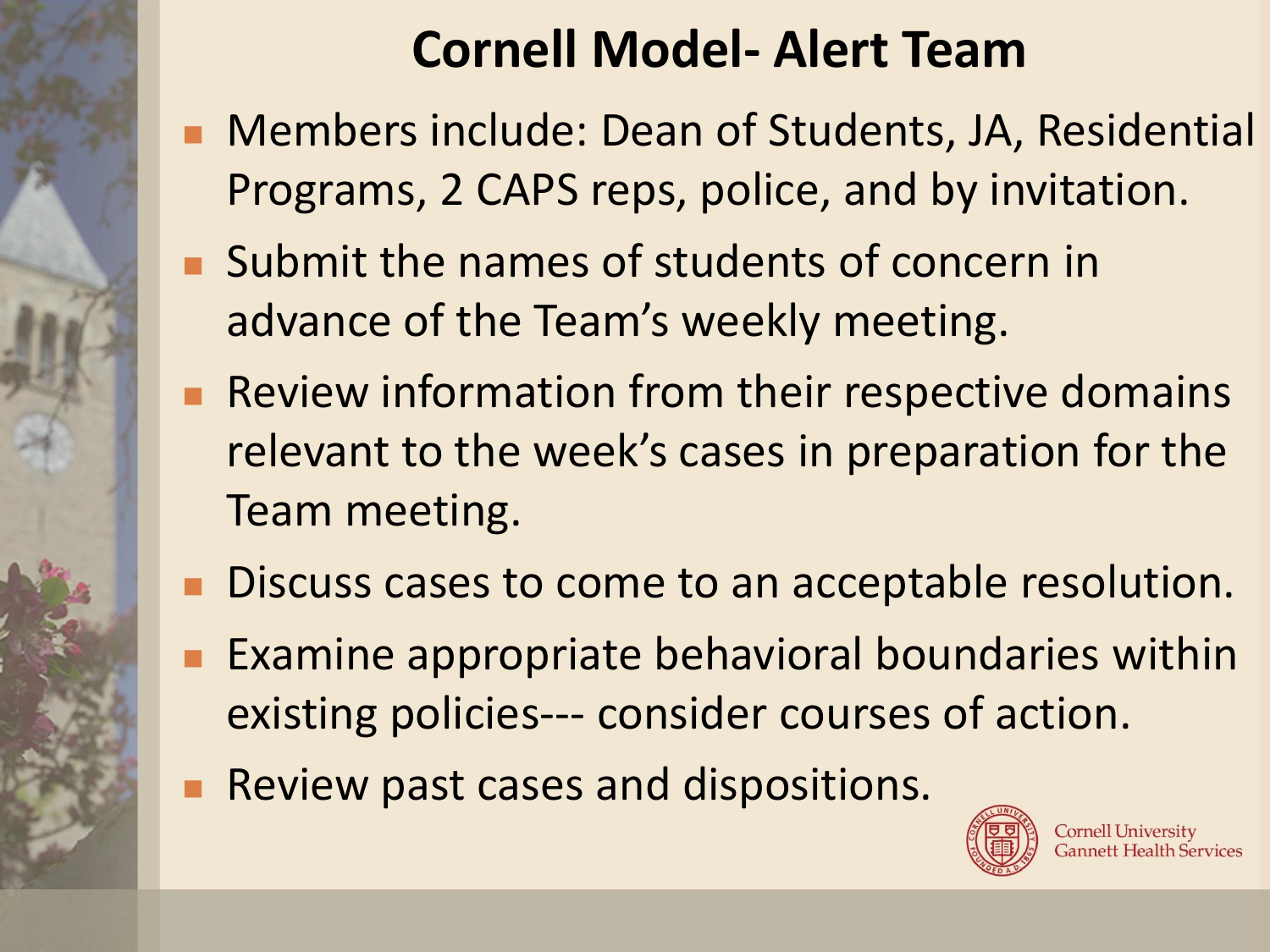# Cornell Model- Alert Team

- Members include: Dean of Students, JA, Residential Programs, 2 CAPS reps, police, and by invitation.
- Submit the names of students of concern in advance of the Team's weekly meeting.
- Review information from their respective domains relevant to the week's cases in preparation for the Team meeting.
- Discuss cases to come to an acceptable resolution.
- Examine appropriate behavioral boundaries within existing policies--- consider courses of action.
- Review past cases and dispositions.

Cornell University
Gannett Health Services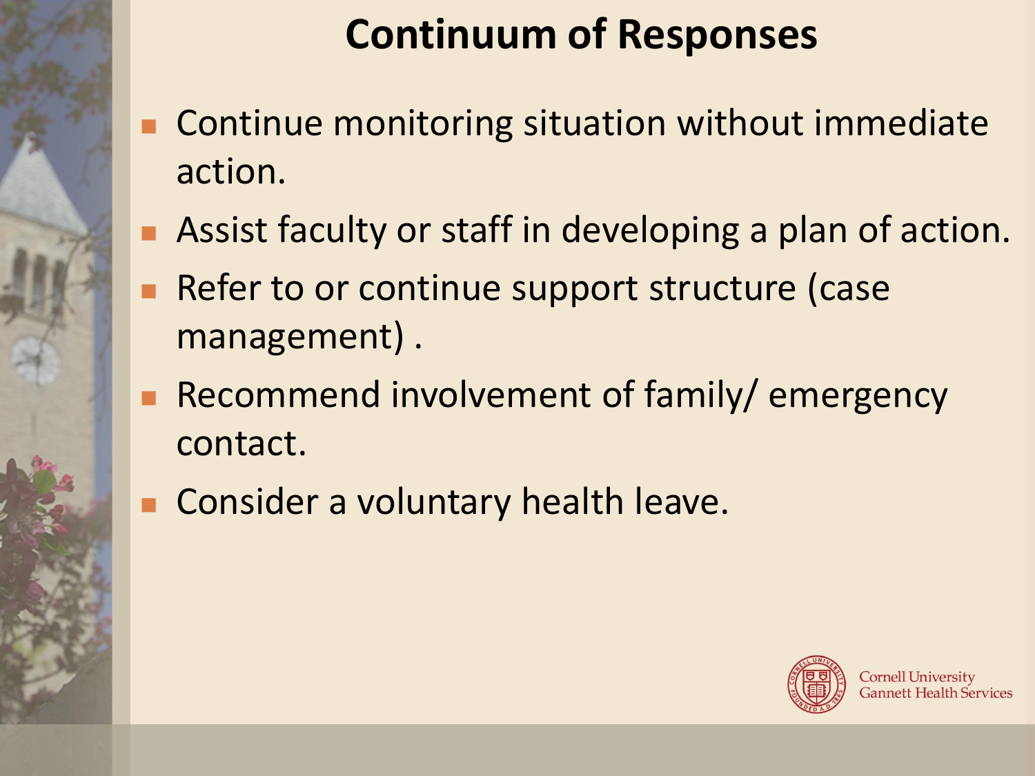# Continuum of Responses

- Continue monitoring situation without immediate action.
- Assist faculty or staff in developing a plan of action.
- Refer to or continue support structure (case management) .
- Recommend involvement of family/ emergency contact.
- Consider a voluntary health leave.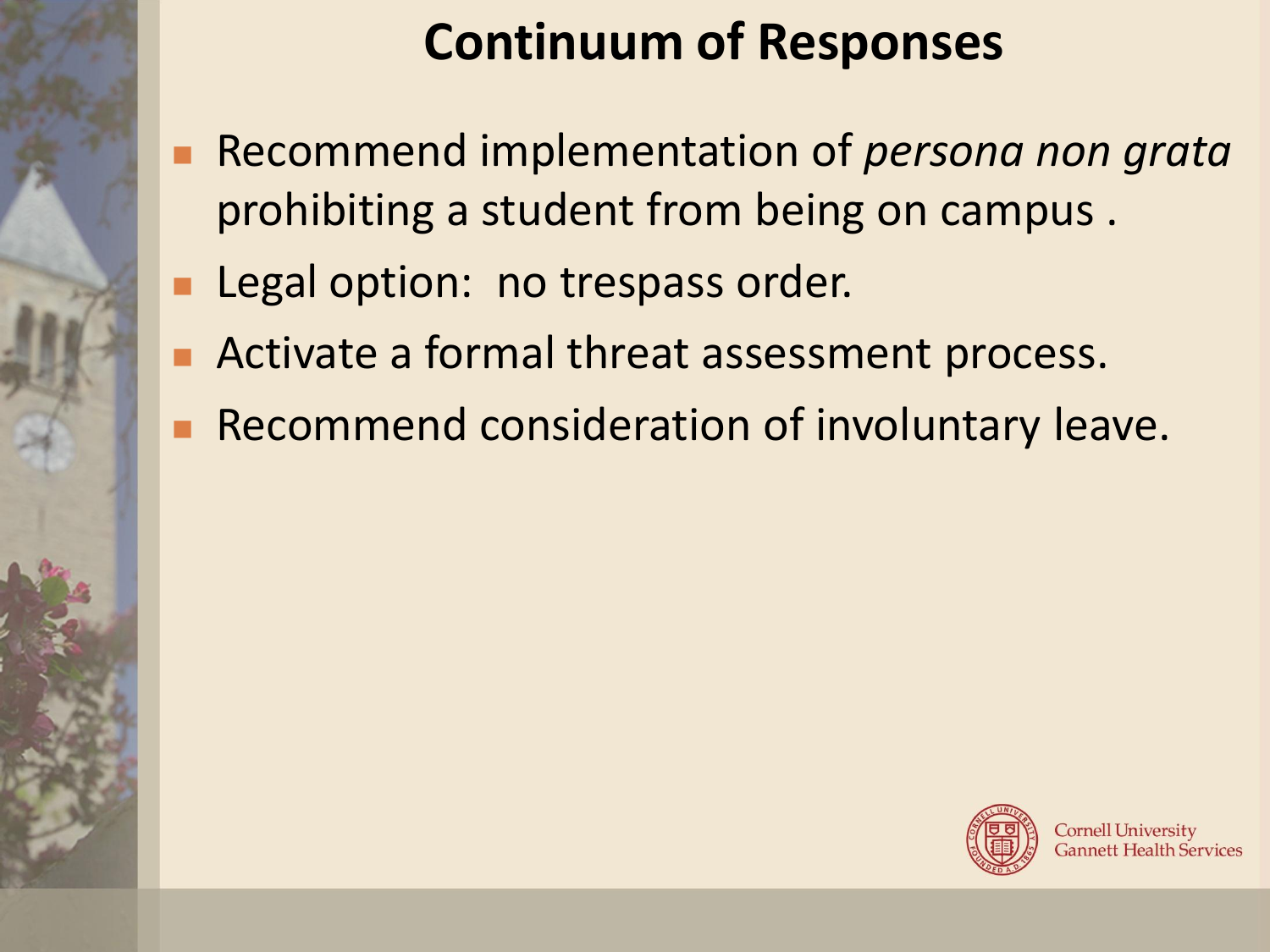# Continuum of Responses

- Recommend implementation of *persona non grata* prohibiting a student from being on campus .
- Legal option:  no trespass order.
- Activate a formal threat assessment process.
- Recommend consideration of involuntary leave.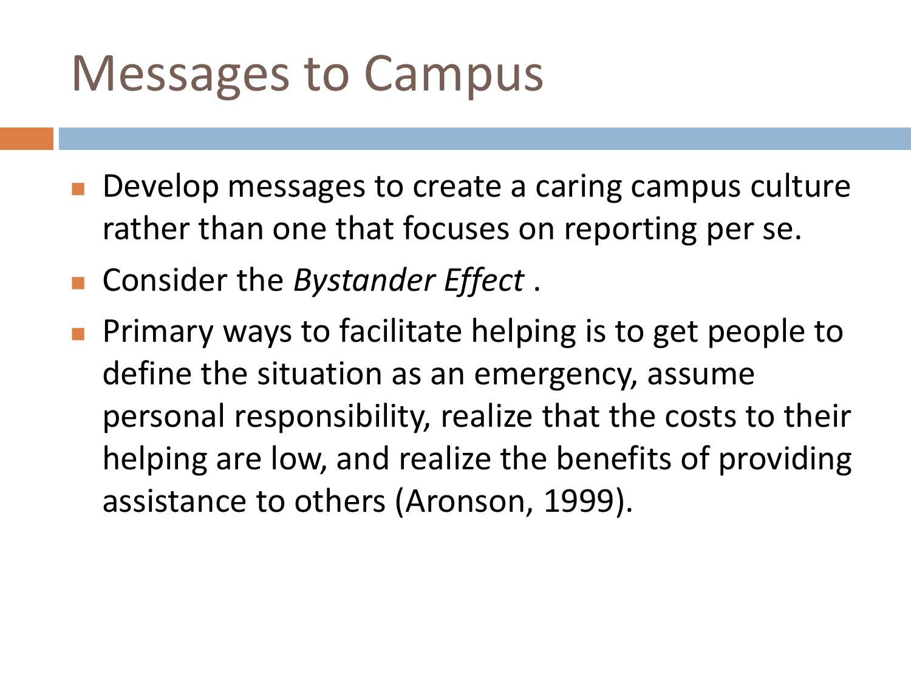# Messages to Campus

- Develop messages to create a caring campus culture rather than one that focuses on reporting per se.
- Consider the *Bystander Effect* .
- Primary ways to facilitate helping is to get people to define the situation as an emergency, assume personal responsibility, realize that the costs to their helping are low, and realize the benefits of providing assistance to others (Aronson, 1999).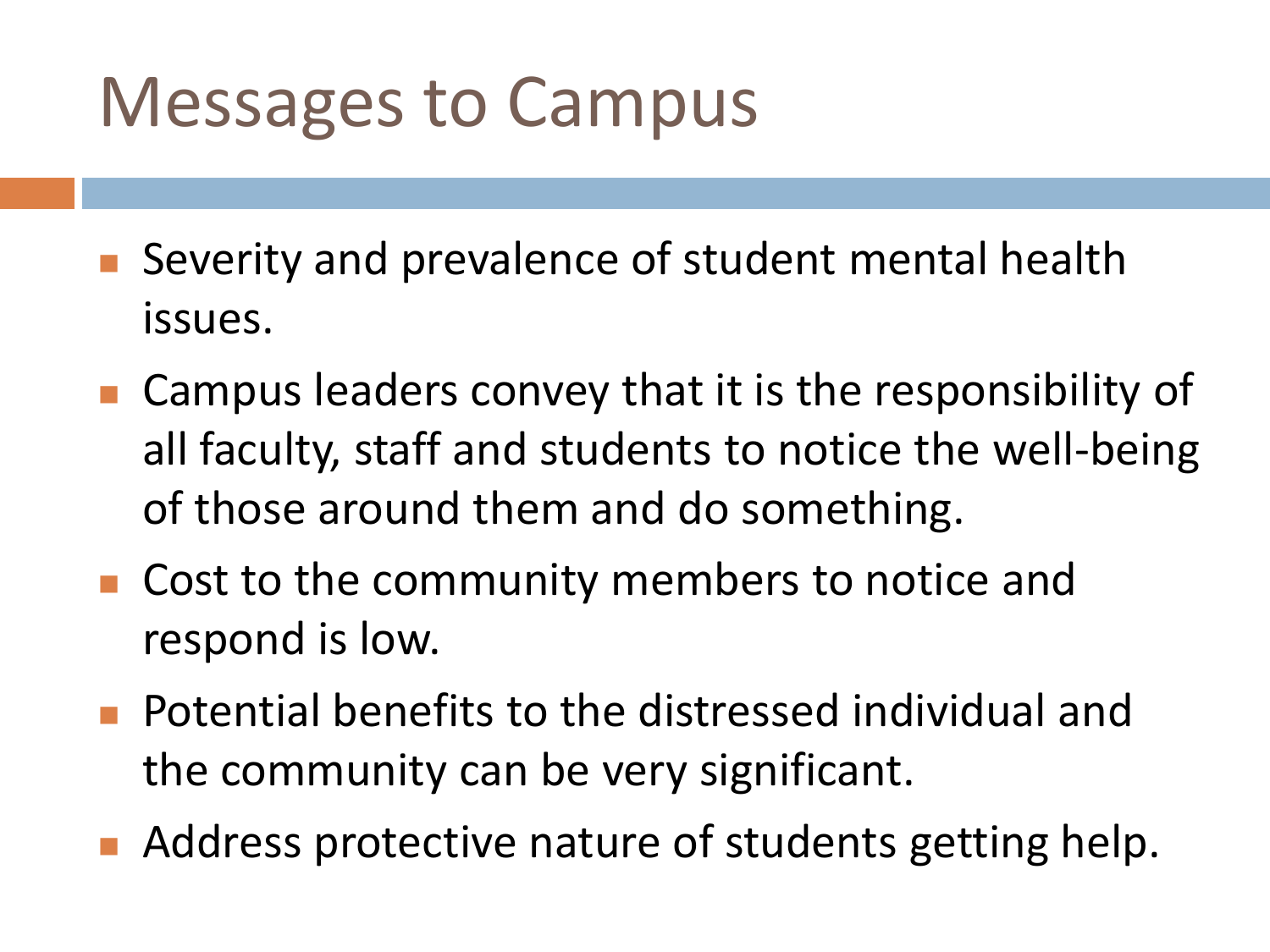# Messages to Campus

- Severity and prevalence of student mental health issues.
- Campus leaders convey that it is the responsibility of all faculty, staff and students to notice the well-being of those around them and do something.
- Cost to the community members to notice and respond is low.
- Potential benefits to the distressed individual and the community can be very significant.
- Address protective nature of students getting help.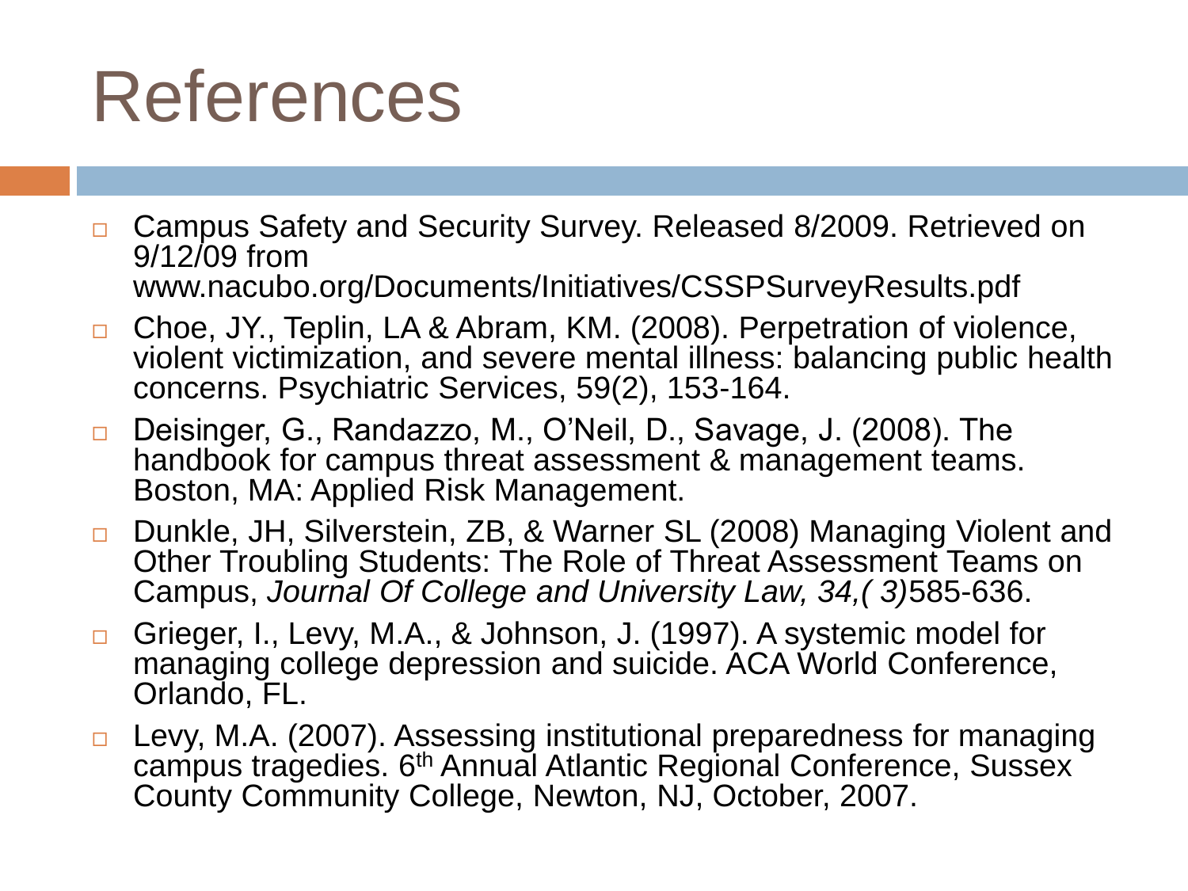# References

- Campus Safety and Security Survey. Released 8/2009. Retrieved on 9/12/09 from www.nacubo.org/Documents/Initiatives/CSSPSurveyResults.pdf
- Choe, JY., Teplin, LA & Abram, KM. (2008). Perpetration of violence, violent victimization, and severe mental illness: balancing public health concerns. Psychiatric Services, 59(2), 153-164.
- Deisinger, G., Randazzo, M., O'Neil, D., Savage, J. (2008). The handbook for campus threat assessment & management teams. Boston, MA: Applied Risk Management.
- Dunkle, JH, Silverstein, ZB, & Warner SL (2008) Managing Violent and Other Troubling Students: The Role of Threat Assessment Teams on Campus, *Journal Of College and University Law, 34,( 3)*585-636.
- Grieger, I., Levy, M.A., & Johnson, J. (1997). A systemic model for managing college depression and suicide. ACA World Conference, Orlando, FL.
- Levy, M.A. (2007). Assessing institutional preparedness for managing campus tragedies. 6th Annual Atlantic Regional Conference, Sussex County Community College, Newton, NJ, October, 2007.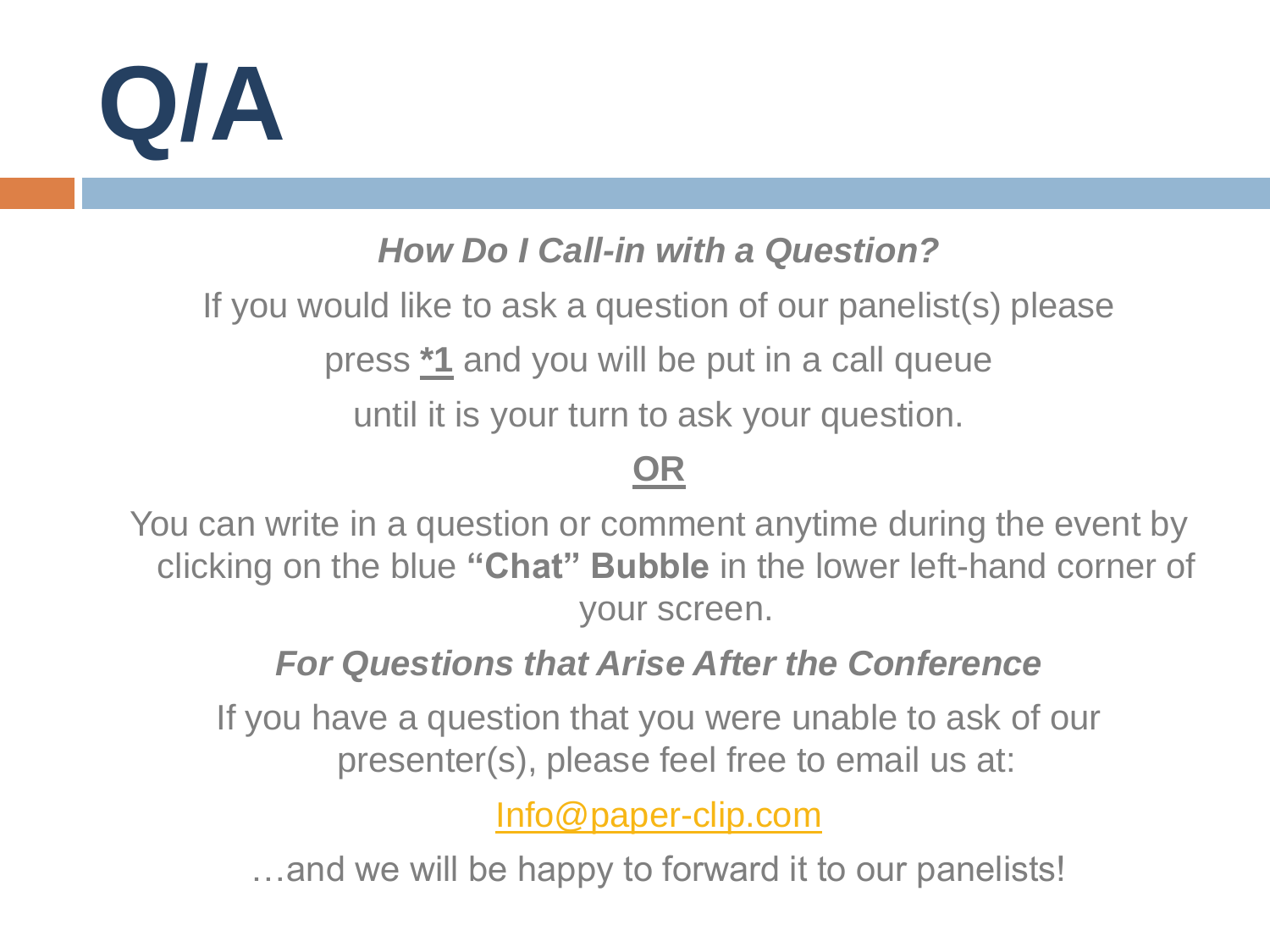# Q/A

***How Do I Call-in with a Question?***

If you would like to ask a question of our panelist(s) please press ***1** and you will be put in a call queue until it is your turn to ask your question.

**OR**

You can write in a question or comment anytime during the event by clicking on the blue **"Chat" Bubble** in the lower left-hand corner of your screen.

***For Questions that Arise After the Conference***

If you have a question that you were unable to ask of our presenter(s), please feel free to email us at:

Info@paper-clip.com

…and we will be happy to forward it to our panelists!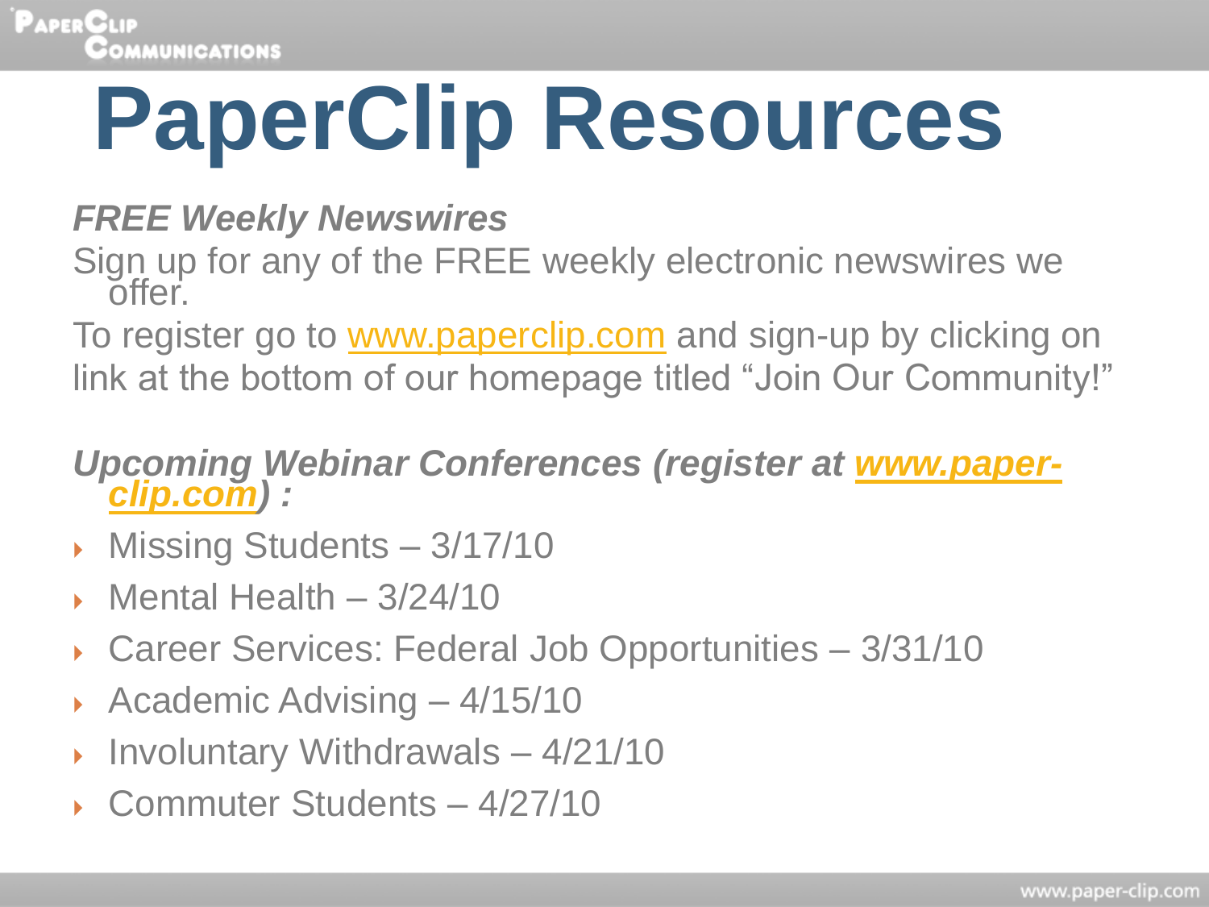# PaperClip Resources

***FREE Weekly Newswires***

Sign up for any of the FREE weekly electronic newswires we offer.

To register go to www.paperclip.com and sign-up by clicking on link at the bottom of our homepage titled "Join Our Community!"

***Upcoming Webinar Conferences (register at www.paper-clip.com) :***

- Missing Students – 3/17/10
- Mental Health – 3/24/10
- Career Services: Federal Job Opportunities – 3/31/10
- Academic Advising – 4/15/10
- Involuntary Withdrawals – 4/21/10
- Commuter Students – 4/27/10